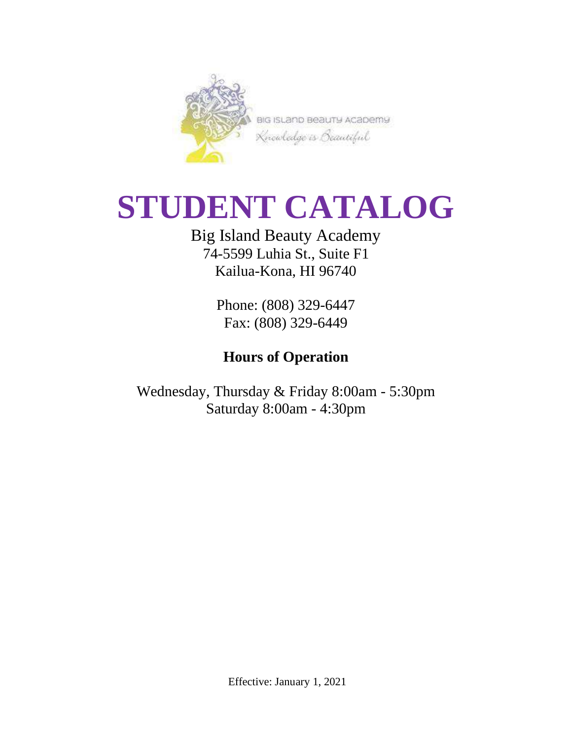BIG ISLAND BEAUTY ACADEMY

*Knowledge is Beautiful*

# STUDENT CATALOG

Big Island Beauty Academy
74-5599 Luhia St., Suite F1
Kailua-Kona, HI 96740

Phone: (808) 329-6447
Fax: (808) 329-6449

**Hours of Operation**

Wednesday, Thursday & Friday 8:00am - 5:30pm
Saturday 8:00am - 4:30pm

Effective: January 1, 2021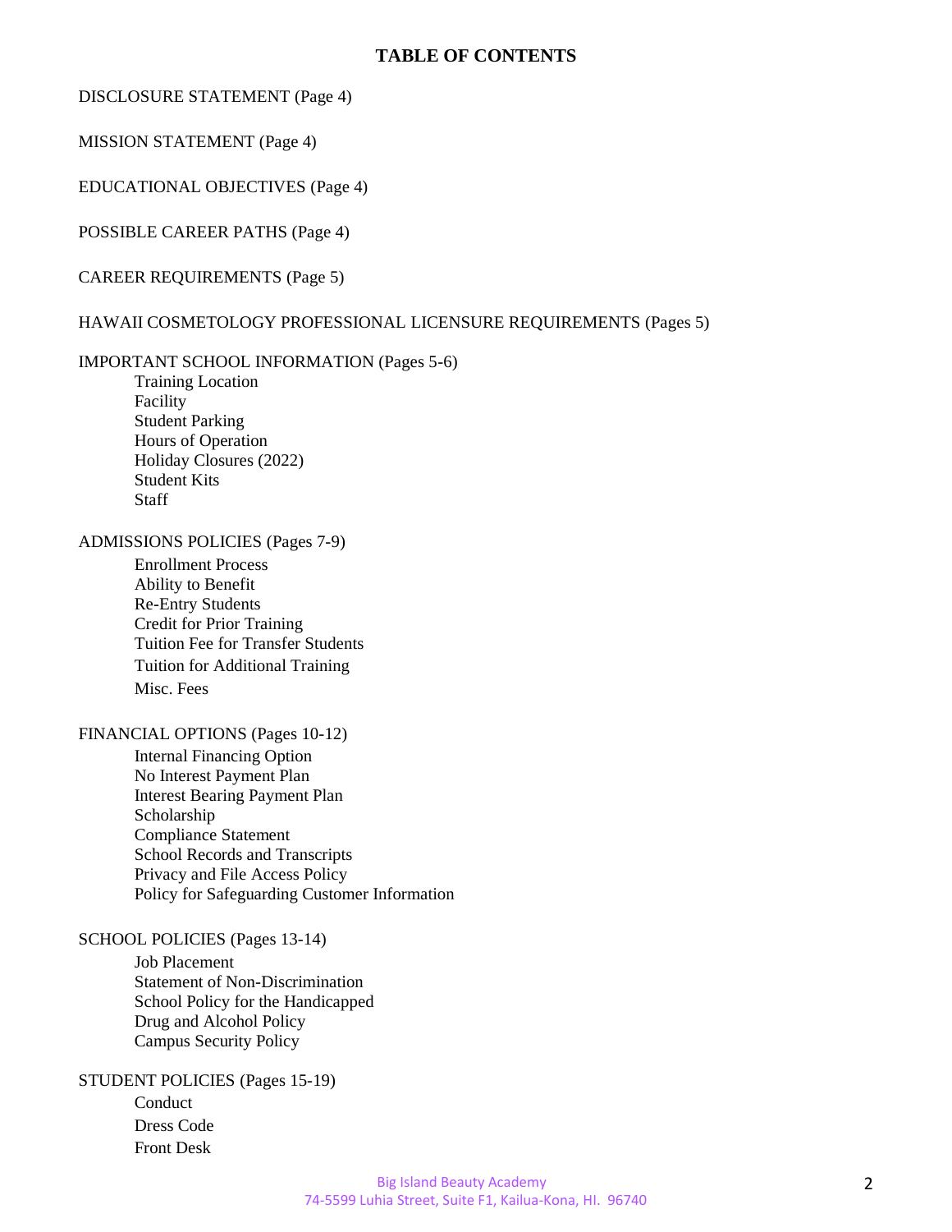# TABLE OF CONTENTS

DISCLOSURE STATEMENT (Page 4)

MISSION STATEMENT (Page 4)

EDUCATIONAL OBJECTIVES (Page 4)

POSSIBLE CAREER PATHS (Page 4)

CAREER REQUIREMENTS (Page 5)

HAWAII COSMETOLOGY PROFESSIONAL LICENSURE REQUIREMENTS (Pages 5)

IMPORTANT SCHOOL INFORMATION (Pages 5-6)

- Training Location
- Facility
- Student Parking
- Hours of Operation
- Holiday Closures (2022)
- Student Kits
- Staff

ADMISSIONS POLICIES (Pages 7-9)

- Enrollment Process
- Ability to Benefit
- Re-Entry Students
- Credit for Prior Training
- Tuition Fee for Transfer Students
- Tuition for Additional Training
- Misc. Fees

FINANCIAL OPTIONS (Pages 10-12)

- Internal Financing Option
- No Interest Payment Plan
- Interest Bearing Payment Plan
- Scholarship
- Compliance Statement
- School Records and Transcripts
- Privacy and File Access Policy
- Policy for Safeguarding Customer Information

SCHOOL POLICIES (Pages 13-14)

- Job Placement
- Statement of Non-Discrimination
- School Policy for the Handicapped
- Drug and Alcohol Policy
- Campus Security Policy

STUDENT POLICIES (Pages 15-19)

- Conduct
- Dress Code
- Front Desk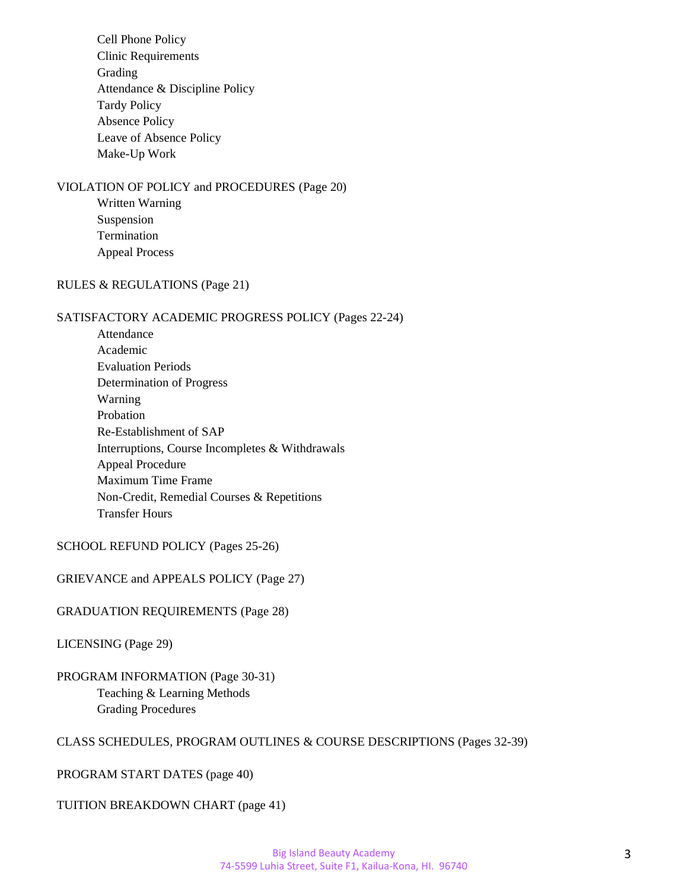- Cell Phone Policy
- Clinic Requirements
- Grading
- Attendance & Discipline Policy
- Tardy Policy
- Absence Policy
- Leave of Absence Policy
- Make-Up Work

VIOLATION OF POLICY and PROCEDURES (Page 20)

- Written Warning
- Suspension
- Termination
- Appeal Process

RULES & REGULATIONS (Page 21)

SATISFACTORY ACADEMIC PROGRESS POLICY (Pages 22-24)

- Attendance
- Academic
- Evaluation Periods
- Determination of Progress
- Warning
- Probation
- Re-Establishment of SAP
- Interruptions, Course Incompletes & Withdrawals
- Appeal Procedure
- Maximum Time Frame
- Non-Credit, Remedial Courses & Repetitions
- Transfer Hours

SCHOOL REFUND POLICY (Pages 25-26)

GRIEVANCE and APPEALS POLICY (Page 27)

GRADUATION REQUIREMENTS (Page 28)

LICENSING (Page 29)

PROGRAM INFORMATION (Page 30-31)

- Teaching & Learning Methods
- Grading Procedures

CLASS SCHEDULES, PROGRAM OUTLINES & COURSE DESCRIPTIONS (Pages 32-39)

PROGRAM START DATES (page 40)

TUITION BREAKDOWN CHART (page 41)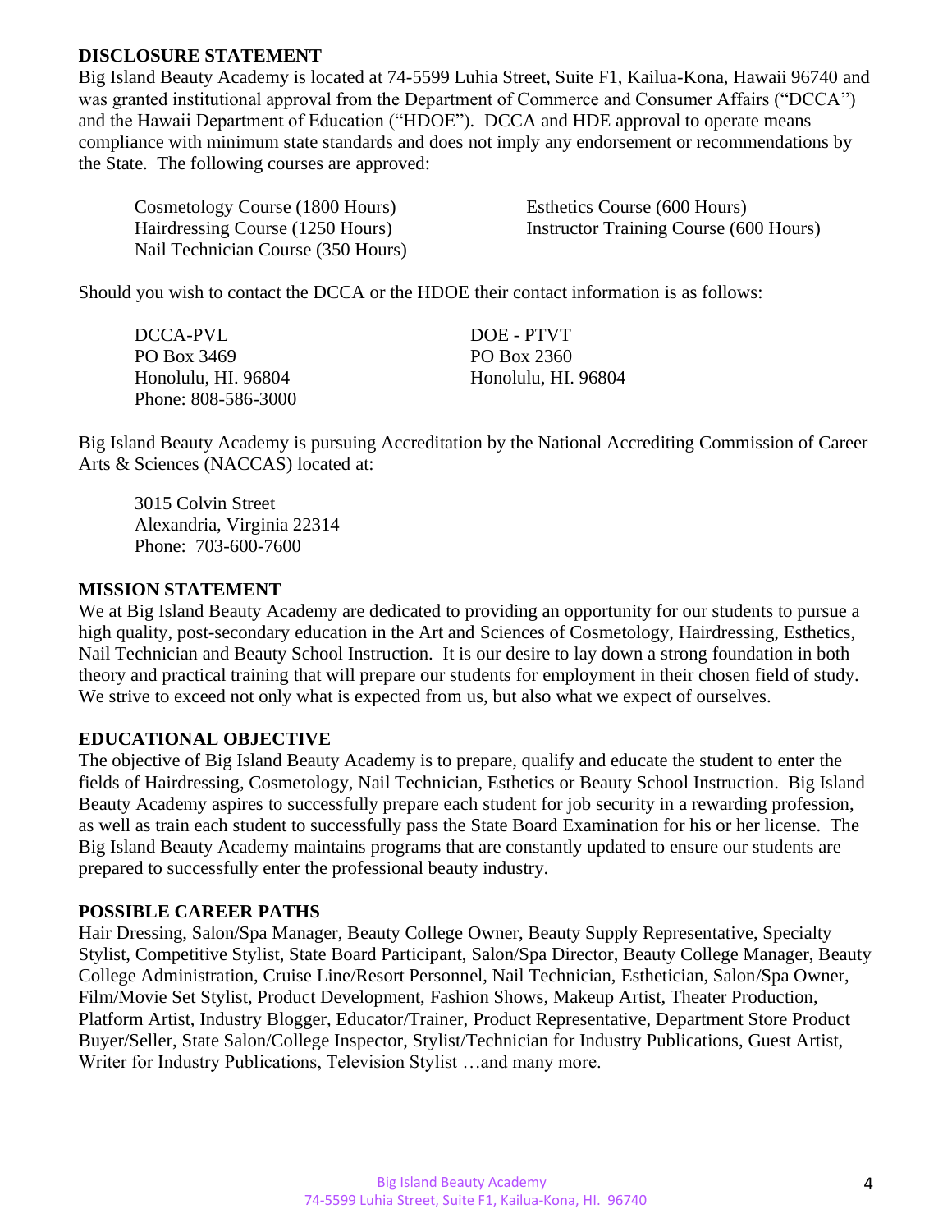## DISCLOSURE STATEMENT

Big Island Beauty Academy is located at 74-5599 Luhia Street, Suite F1, Kailua-Kona, Hawaii 96740 and was granted institutional approval from the Department of Commerce and Consumer Affairs ("DCCA") and the Hawaii Department of Education ("HDOE"). DCCA and HDE approval to operate means compliance with minimum state standards and does not imply any endorsement or recommendations by the State. The following courses are approved:

- Cosmetology Course (1800 Hours)
- Hairdressing Course (1250 Hours)
- Nail Technician Course (350 Hours)
- Esthetics Course (600 Hours)
- Instructor Training Course (600 Hours)

Should you wish to contact the DCCA or the HDOE their contact information is as follows:

DCCA-PVL
PO Box 3469
Honolulu, HI. 96804
Phone: 808-586-3000

DOE - PTVT
PO Box 2360
Honolulu, HI. 96804

Big Island Beauty Academy is pursuing Accreditation by the National Accrediting Commission of Career Arts & Sciences (NACCAS) located at:

3015 Colvin Street
Alexandria, Virginia 22314
Phone: 703-600-7600

## MISSION STATEMENT

We at Big Island Beauty Academy are dedicated to providing an opportunity for our students to pursue a high quality, post-secondary education in the Art and Sciences of Cosmetology, Hairdressing, Esthetics, Nail Technician and Beauty School Instruction. It is our desire to lay down a strong foundation in both theory and practical training that will prepare our students for employment in their chosen field of study. We strive to exceed not only what is expected from us, but also what we expect of ourselves.

## EDUCATIONAL OBJECTIVE

The objective of Big Island Beauty Academy is to prepare, qualify and educate the student to enter the fields of Hairdressing, Cosmetology, Nail Technician, Esthetics or Beauty School Instruction. Big Island Beauty Academy aspires to successfully prepare each student for job security in a rewarding profession, as well as train each student to successfully pass the State Board Examination for his or her license. The Big Island Beauty Academy maintains programs that are constantly updated to ensure our students are prepared to successfully enter the professional beauty industry.

## POSSIBLE CAREER PATHS

Hair Dressing, Salon/Spa Manager, Beauty College Owner, Beauty Supply Representative, Specialty Stylist, Competitive Stylist, State Board Participant, Salon/Spa Director, Beauty College Manager, Beauty College Administration, Cruise Line/Resort Personnel, Nail Technician, Esthetician, Salon/Spa Owner, Film/Movie Set Stylist, Product Development, Fashion Shows, Makeup Artist, Theater Production, Platform Artist, Industry Blogger, Educator/Trainer, Product Representative, Department Store Product Buyer/Seller, State Salon/College Inspector, Stylist/Technician for Industry Publications, Guest Artist, Writer for Industry Publications, Television Stylist …and many more.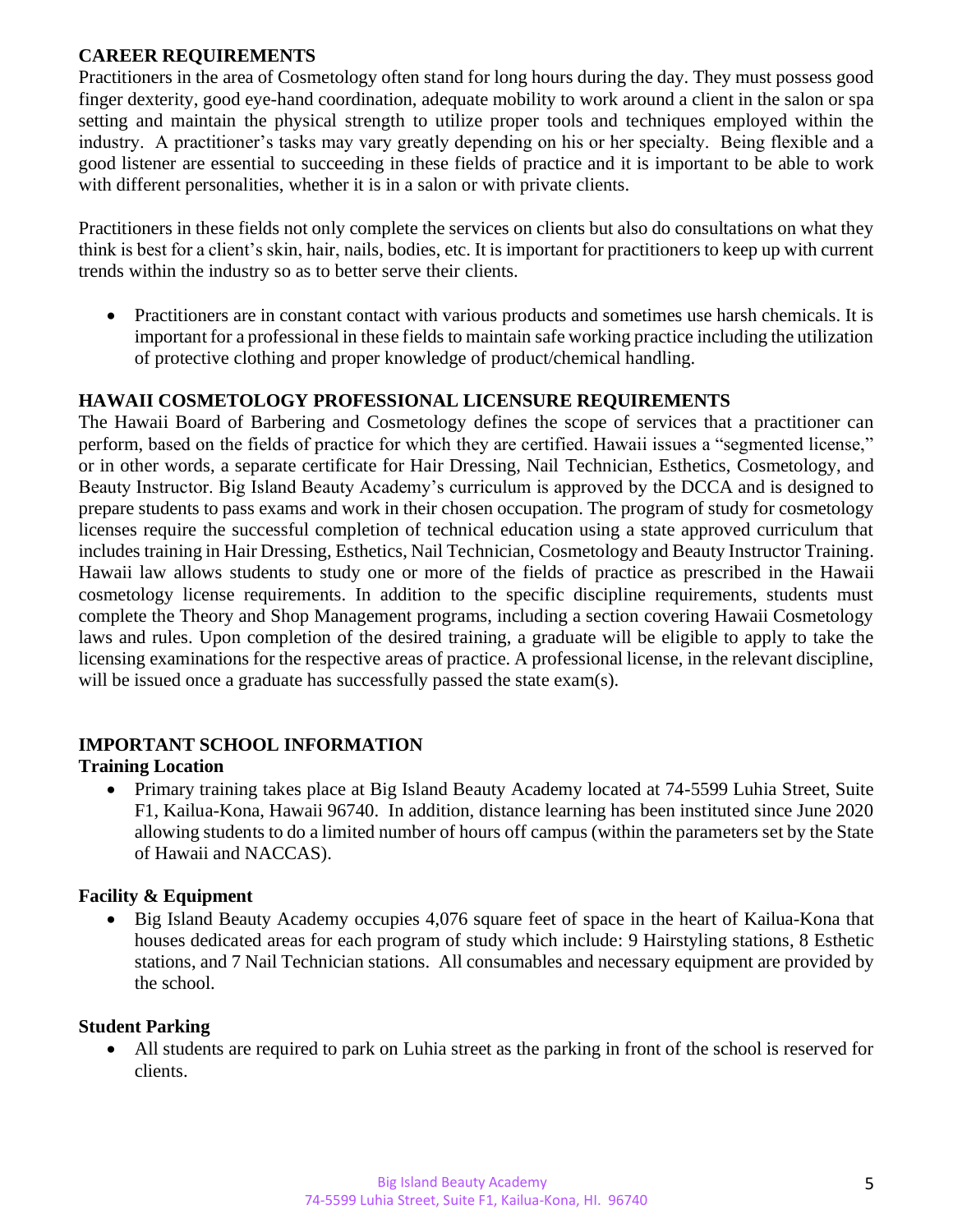## CAREER REQUIREMENTS

Practitioners in the area of Cosmetology often stand for long hours during the day. They must possess good finger dexterity, good eye-hand coordination, adequate mobility to work around a client in the salon or spa setting and maintain the physical strength to utilize proper tools and techniques employed within the industry. A practitioner's tasks may vary greatly depending on his or her specialty. Being flexible and a good listener are essential to succeeding in these fields of practice and it is important to be able to work with different personalities, whether it is in a salon or with private clients.

Practitioners in these fields not only complete the services on clients but also do consultations on what they think is best for a client's skin, hair, nails, bodies, etc. It is important for practitioners to keep up with current trends within the industry so as to better serve their clients.

- Practitioners are in constant contact with various products and sometimes use harsh chemicals. It is important for a professional in these fields to maintain safe working practice including the utilization of protective clothing and proper knowledge of product/chemical handling.

## HAWAII COSMETOLOGY PROFESSIONAL LICENSURE REQUIREMENTS

The Hawaii Board of Barbering and Cosmetology defines the scope of services that a practitioner can perform, based on the fields of practice for which they are certified. Hawaii issues a "segmented license," or in other words, a separate certificate for Hair Dressing, Nail Technician, Esthetics, Cosmetology, and Beauty Instructor. Big Island Beauty Academy's curriculum is approved by the DCCA and is designed to prepare students to pass exams and work in their chosen occupation. The program of study for cosmetology licenses require the successful completion of technical education using a state approved curriculum that includes training in Hair Dressing, Esthetics, Nail Technician, Cosmetology and Beauty Instructor Training. Hawaii law allows students to study one or more of the fields of practice as prescribed in the Hawaii cosmetology license requirements. In addition to the specific discipline requirements, students must complete the Theory and Shop Management programs, including a section covering Hawaii Cosmetology laws and rules. Upon completion of the desired training, a graduate will be eligible to apply to take the licensing examinations for the respective areas of practice. A professional license, in the relevant discipline, will be issued once a graduate has successfully passed the state exam(s).

## IMPORTANT SCHOOL INFORMATION

### Training Location

- Primary training takes place at Big Island Beauty Academy located at 74-5599 Luhia Street, Suite F1, Kailua-Kona, Hawaii 96740. In addition, distance learning has been instituted since June 2020 allowing students to do a limited number of hours off campus (within the parameters set by the State of Hawaii and NACCAS).

### Facility & Equipment

- Big Island Beauty Academy occupies 4,076 square feet of space in the heart of Kailua-Kona that houses dedicated areas for each program of study which include: 9 Hairstyling stations, 8 Esthetic stations, and 7 Nail Technician stations. All consumables and necessary equipment are provided by the school.

### Student Parking

- All students are required to park on Luhia street as the parking in front of the school is reserved for clients.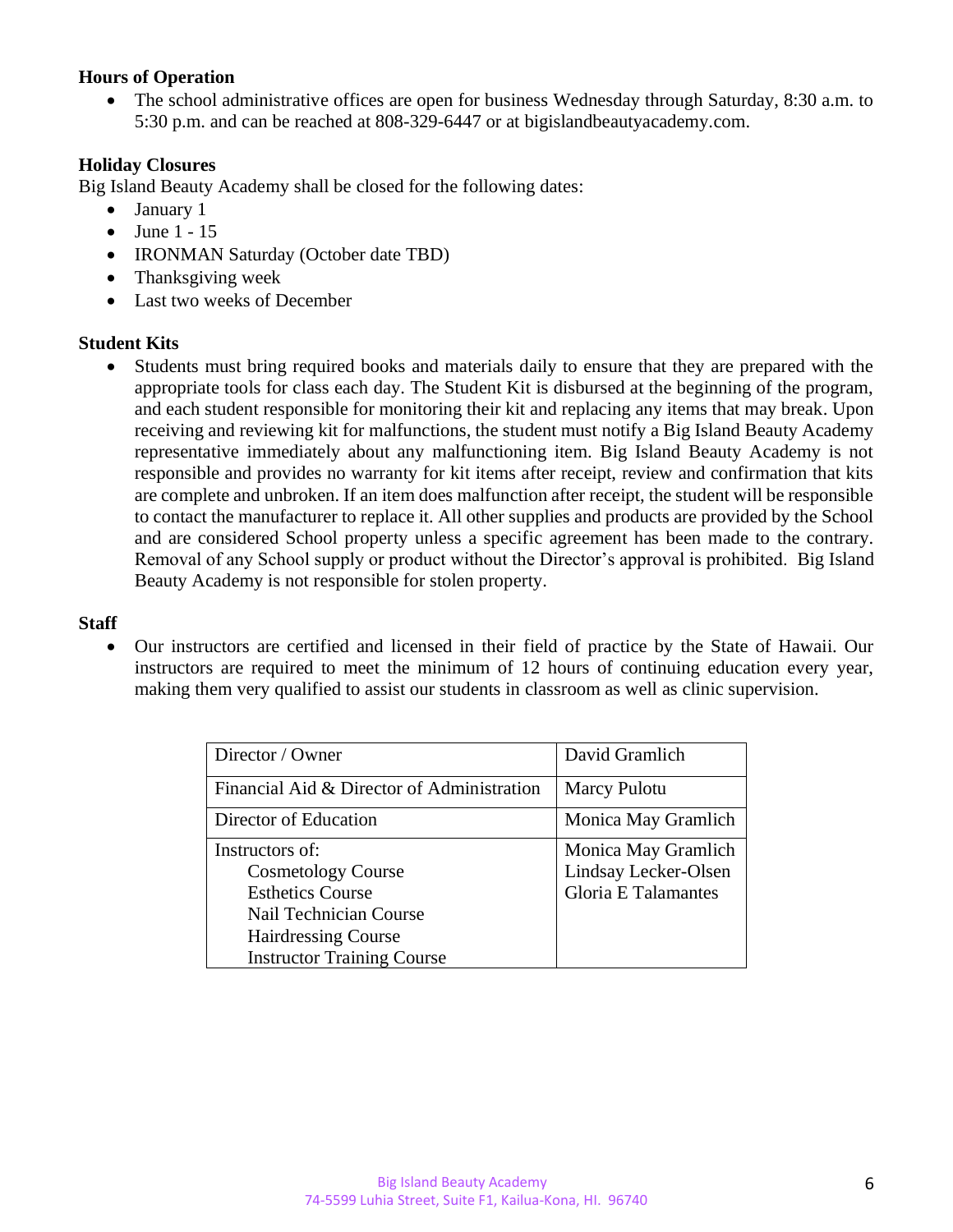**Hours of Operation**

- The school administrative offices are open for business Wednesday through Saturday, 8:30 a.m. to 5:30 p.m. and can be reached at 808-329-6447 or at bigislandbeautyacademy.com.

**Holiday Closures**

Big Island Beauty Academy shall be closed for the following dates:

- January 1
- June 1 - 15
- IRONMAN Saturday (October date TBD)
- Thanksgiving week
- Last two weeks of December

**Student Kits**

- Students must bring required books and materials daily to ensure that they are prepared with the appropriate tools for class each day. The Student Kit is disbursed at the beginning of the program, and each student responsible for monitoring their kit and replacing any items that may break. Upon receiving and reviewing kit for malfunctions, the student must notify a Big Island Beauty Academy representative immediately about any malfunctioning item. Big Island Beauty Academy is not responsible and provides no warranty for kit items after receipt, review and confirmation that kits are complete and unbroken. If an item does malfunction after receipt, the student will be responsible to contact the manufacturer to replace it. All other supplies and products are provided by the School and are considered School property unless a specific agreement has been made to the contrary. Removal of any School supply or product without the Director's approval is prohibited. Big Island Beauty Academy is not responsible for stolen property.

**Staff**

- Our instructors are certified and licensed in their field of practice by the State of Hawaii. Our instructors are required to meet the minimum of 12 hours of continuing education every year, making them very qualified to assist our students in classroom as well as clinic supervision.

| Director / Owner | David Gramlich |
|---|---|
| Financial Aid & Director of Administration | Marcy Pulotu |
| Director of Education | Monica May Gramlich |
| Instructors of:<br>Cosmetology Course<br>Esthetics Course<br>Nail Technician Course<br>Hairdressing Course<br>Instructor Training Course | Monica May Gramlich<br>Lindsay Lecker-Olsen<br>Gloria E Talamantes |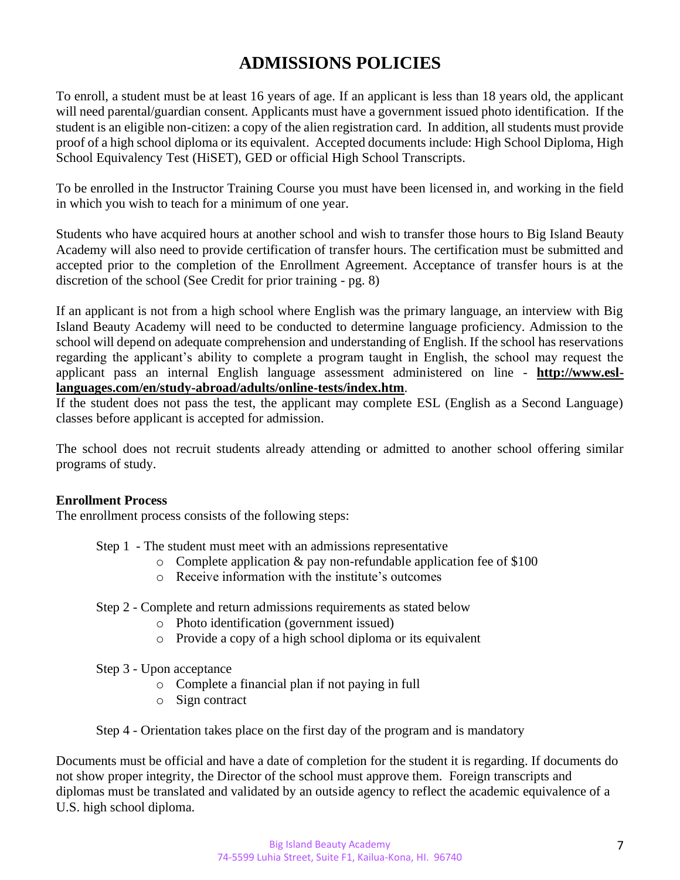# ADMISSIONS POLICIES

To enroll, a student must be at least 16 years of age. If an applicant is less than 18 years old, the applicant will need parental/guardian consent. Applicants must have a government issued photo identification. If the student is an eligible non-citizen: a copy of the alien registration card. In addition, all students must provide proof of a high school diploma or its equivalent. Accepted documents include: High School Diploma, High School Equivalency Test (HiSET), GED or official High School Transcripts.

To be enrolled in the Instructor Training Course you must have been licensed in, and working in the field in which you wish to teach for a minimum of one year.

Students who have acquired hours at another school and wish to transfer those hours to Big Island Beauty Academy will also need to provide certification of transfer hours. The certification must be submitted and accepted prior to the completion of the Enrollment Agreement. Acceptance of transfer hours is at the discretion of the school (See Credit for prior training - pg. 8)

If an applicant is not from a high school where English was the primary language, an interview with Big Island Beauty Academy will need to be conducted to determine language proficiency. Admission to the school will depend on adequate comprehension and understanding of English. If the school has reservations regarding the applicant's ability to complete a program taught in English, the school may request the applicant pass an internal English language assessment administered on line - **http://www.esl-languages.com/en/study-abroad/adults/online-tests/index.htm**.
If the student does not pass the test, the applicant may complete ESL (English as a Second Language) classes before applicant is accepted for admission.

The school does not recruit students already attending or admitted to another school offering similar programs of study.

**Enrollment Process**
The enrollment process consists of the following steps:

Step 1 - The student must meet with an admissions representative
- Complete application & pay non-refundable application fee of $100
- Receive information with the institute's outcomes

Step 2 - Complete and return admissions requirements as stated below
- Photo identification (government issued)
- Provide a copy of a high school diploma or its equivalent

Step 3 - Upon acceptance
- Complete a financial plan if not paying in full
- Sign contract

Step 4 - Orientation takes place on the first day of the program and is mandatory

Documents must be official and have a date of completion for the student it is regarding. If documents do not show proper integrity, the Director of the school must approve them. Foreign transcripts and diplomas must be translated and validated by an outside agency to reflect the academic equivalence of a U.S. high school diploma.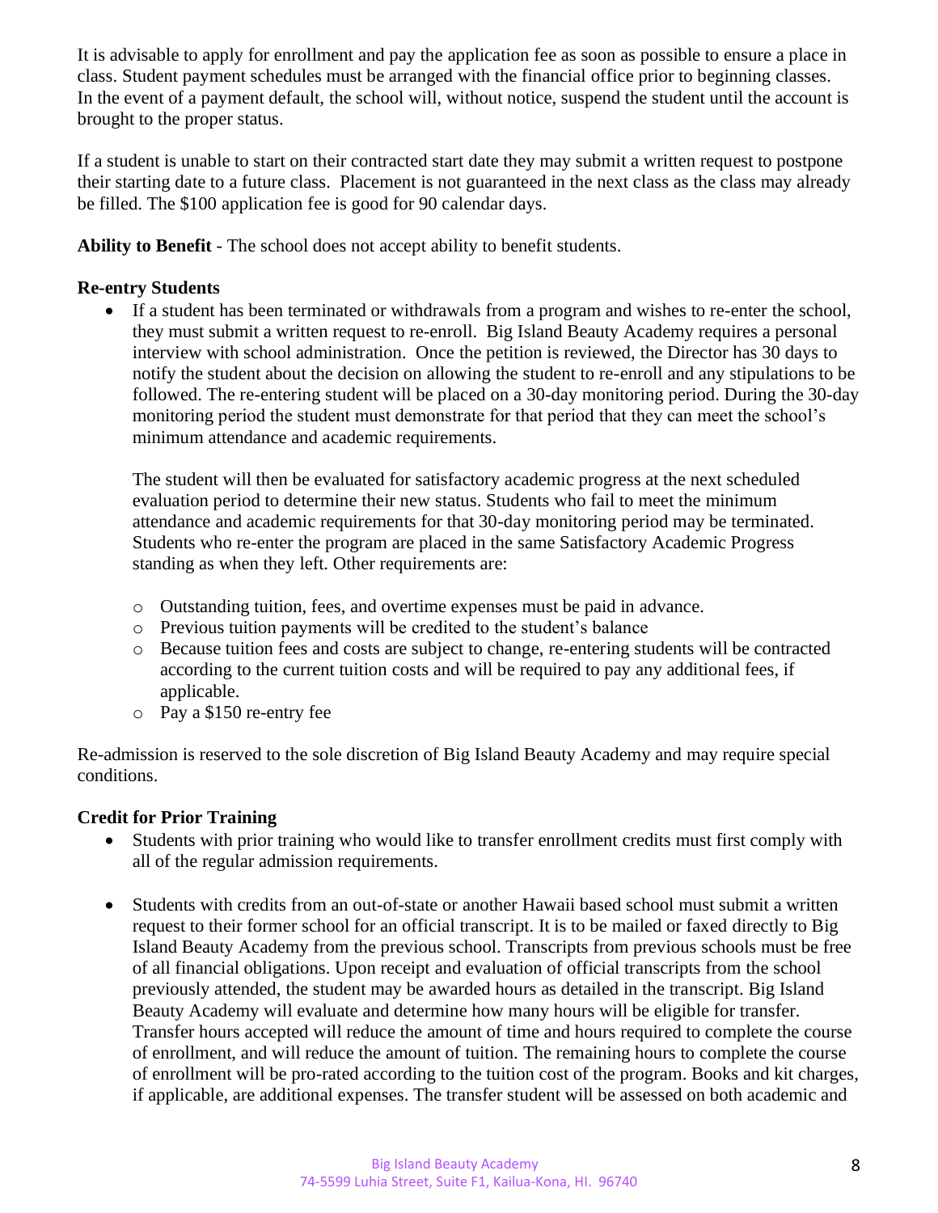It is advisable to apply for enrollment and pay the application fee as soon as possible to ensure a place in class. Student payment schedules must be arranged with the financial office prior to beginning classes. In the event of a payment default, the school will, without notice, suspend the student until the account is brought to the proper status.

If a student is unable to start on their contracted start date they may submit a written request to postpone their starting date to a future class. Placement is not guaranteed in the next class as the class may already be filled. The $100 application fee is good for 90 calendar days.

**Ability to Benefit** - The school does not accept ability to benefit students.

**Re-entry Students**

- If a student has been terminated or withdrawals from a program and wishes to re-enter the school, they must submit a written request to re-enroll. Big Island Beauty Academy requires a personal interview with school administration. Once the petition is reviewed, the Director has 30 days to notify the student about the decision on allowing the student to re-enroll and any stipulations to be followed. The re-entering student will be placed on a 30-day monitoring period. During the 30-day monitoring period the student must demonstrate for that period that they can meet the school's minimum attendance and academic requirements.

  The student will then be evaluated for satisfactory academic progress at the next scheduled evaluation period to determine their new status. Students who fail to meet the minimum attendance and academic requirements for that 30-day monitoring period may be terminated. Students who re-enter the program are placed in the same Satisfactory Academic Progress standing as when they left. Other requirements are:

  - Outstanding tuition, fees, and overtime expenses must be paid in advance.
  - Previous tuition payments will be credited to the student's balance
  - Because tuition fees and costs are subject to change, re-entering students will be contracted according to the current tuition costs and will be required to pay any additional fees, if applicable.
  - Pay a $150 re-entry fee

Re-admission is reserved to the sole discretion of Big Island Beauty Academy and may require special conditions.

**Credit for Prior Training**

- Students with prior training who would like to transfer enrollment credits must first comply with all of the regular admission requirements.

- Students with credits from an out-of-state or another Hawaii based school must submit a written request to their former school for an official transcript. It is to be mailed or faxed directly to Big Island Beauty Academy from the previous school. Transcripts from previous schools must be free of all financial obligations. Upon receipt and evaluation of official transcripts from the school previously attended, the student may be awarded hours as detailed in the transcript. Big Island Beauty Academy will evaluate and determine how many hours will be eligible for transfer. Transfer hours accepted will reduce the amount of time and hours required to complete the course of enrollment, and will reduce the amount of tuition. The remaining hours to complete the course of enrollment will be pro-rated according to the tuition cost of the program. Books and kit charges, if applicable, are additional expenses. The transfer student will be assessed on both academic and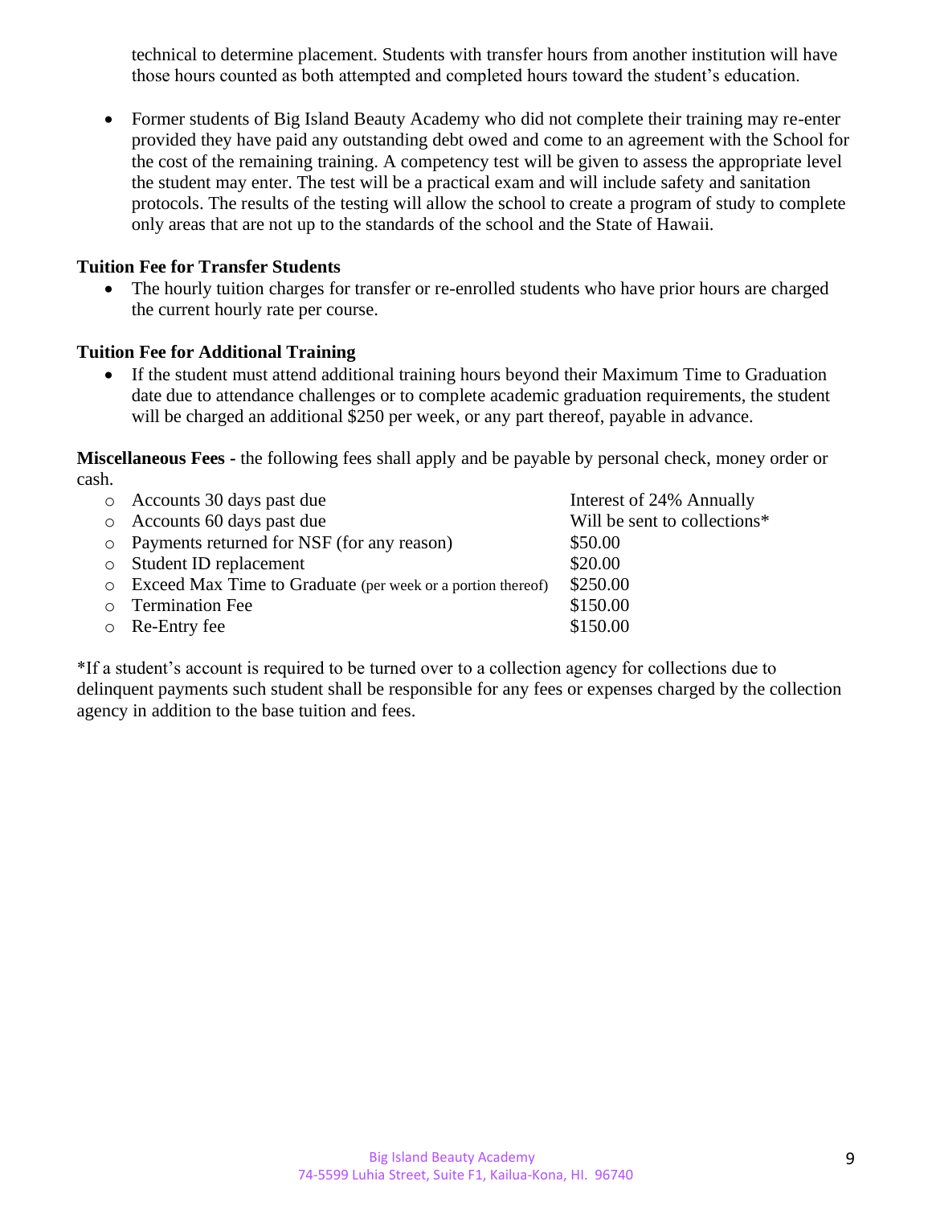technical to determine placement. Students with transfer hours from another institution will have those hours counted as both attempted and completed hours toward the student's education.

- Former students of Big Island Beauty Academy who did not complete their training may re-enter provided they have paid any outstanding debt owed and come to an agreement with the School for the cost of the remaining training. A competency test will be given to assess the appropriate level the student may enter. The test will be a practical exam and will include safety and sanitation protocols. The results of the testing will allow the school to create a program of study to complete only areas that are not up to the standards of the school and the State of Hawaii.

**Tuition Fee for Transfer Students**

- The hourly tuition charges for transfer or re-enrolled students who have prior hours are charged the current hourly rate per course.

**Tuition Fee for Additional Training**

- If the student must attend additional training hours beyond their Maximum Time to Graduation date due to attendance challenges or to complete academic graduation requirements, the student will be charged an additional $250 per week, or any part thereof, payable in advance.

**Miscellaneous Fees -** the following fees shall apply and be payable by personal check, money order or cash.

| Fee | Amount |
|---|---|
| Accounts 30 days past due | Interest of 24% Annually |
| Accounts 60 days past due | Will be sent to collections* |
| Payments returned for NSF (for any reason) | $50.00 |
| Student ID replacement | $20.00 |
| Exceed Max Time to Graduate (per week or a portion thereof) | $250.00 |
| Termination Fee | $150.00 |
| Re-Entry fee | $150.00 |

*If a student's account is required to be turned over to a collection agency for collections due to delinquent payments such student shall be responsible for any fees or expenses charged by the collection agency in addition to the base tuition and fees.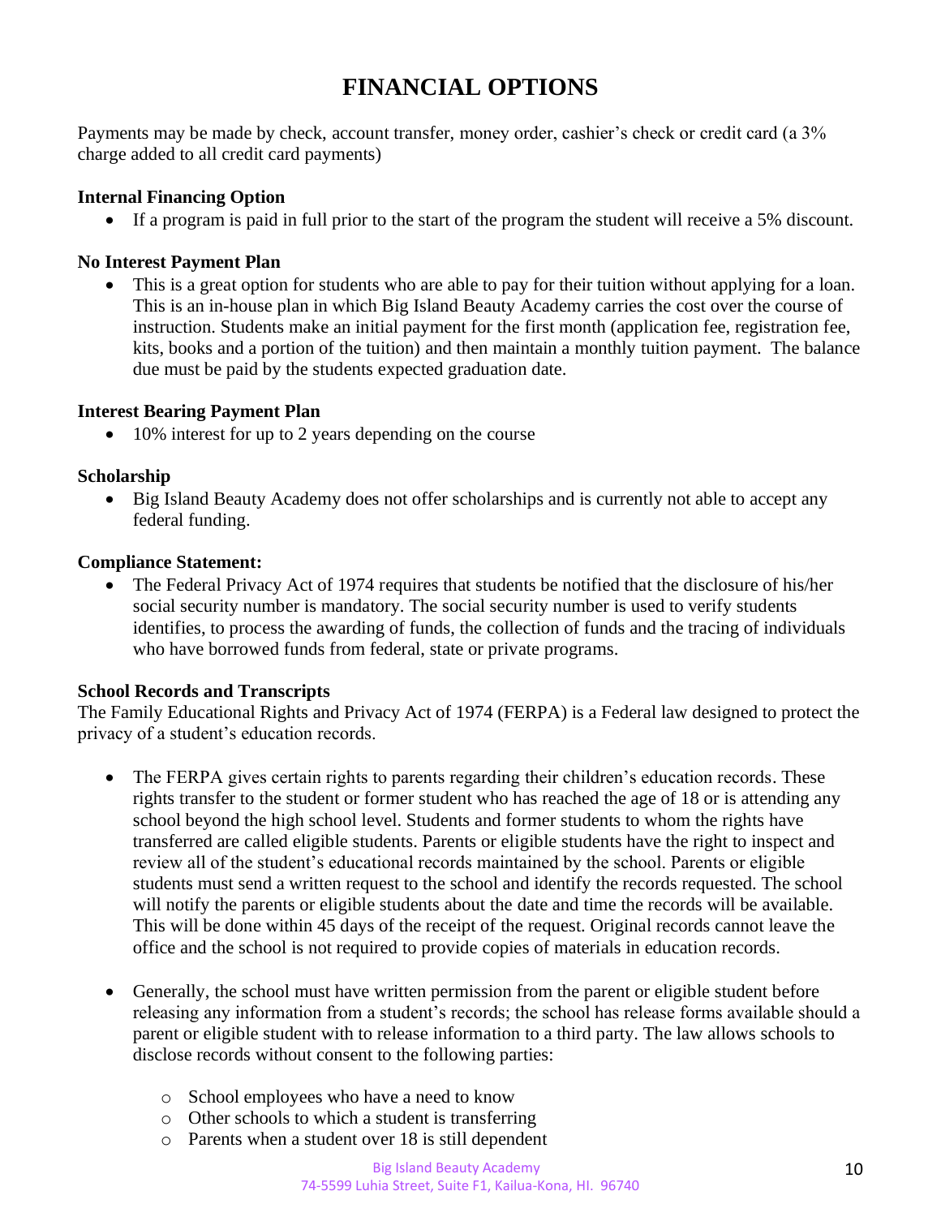# FINANCIAL OPTIONS

Payments may be made by check, account transfer, money order, cashier's check or credit card (a 3% charge added to all credit card payments)

**Internal Financing Option**

- If a program is paid in full prior to the start of the program the student will receive a 5% discount.

**No Interest Payment Plan**

- This is a great option for students who are able to pay for their tuition without applying for a loan. This is an in-house plan in which Big Island Beauty Academy carries the cost over the course of instruction. Students make an initial payment for the first month (application fee, registration fee, kits, books and a portion of the tuition) and then maintain a monthly tuition payment. The balance due must be paid by the students expected graduation date.

**Interest Bearing Payment Plan**

- 10% interest for up to 2 years depending on the course

**Scholarship**

- Big Island Beauty Academy does not offer scholarships and is currently not able to accept any federal funding.

**Compliance Statement:**

- The Federal Privacy Act of 1974 requires that students be notified that the disclosure of his/her social security number is mandatory. The social security number is used to verify students identifies, to process the awarding of funds, the collection of funds and the tracing of individuals who have borrowed funds from federal, state or private programs.

**School Records and Transcripts**

The Family Educational Rights and Privacy Act of 1974 (FERPA) is a Federal law designed to protect the privacy of a student's education records.

- The FERPA gives certain rights to parents regarding their children's education records. These rights transfer to the student or former student who has reached the age of 18 or is attending any school beyond the high school level. Students and former students to whom the rights have transferred are called eligible students. Parents or eligible students have the right to inspect and review all of the student's educational records maintained by the school. Parents or eligible students must send a written request to the school and identify the records requested. The school will notify the parents or eligible students about the date and time the records will be available. This will be done within 45 days of the receipt of the request. Original records cannot leave the office and the school is not required to provide copies of materials in education records.

- Generally, the school must have written permission from the parent or eligible student before releasing any information from a student's records; the school has release forms available should a parent or eligible student with to release information to a third party. The law allows schools to disclose records without consent to the following parties:
  - School employees who have a need to know
  - Other schools to which a student is transferring
  - Parents when a student over 18 is still dependent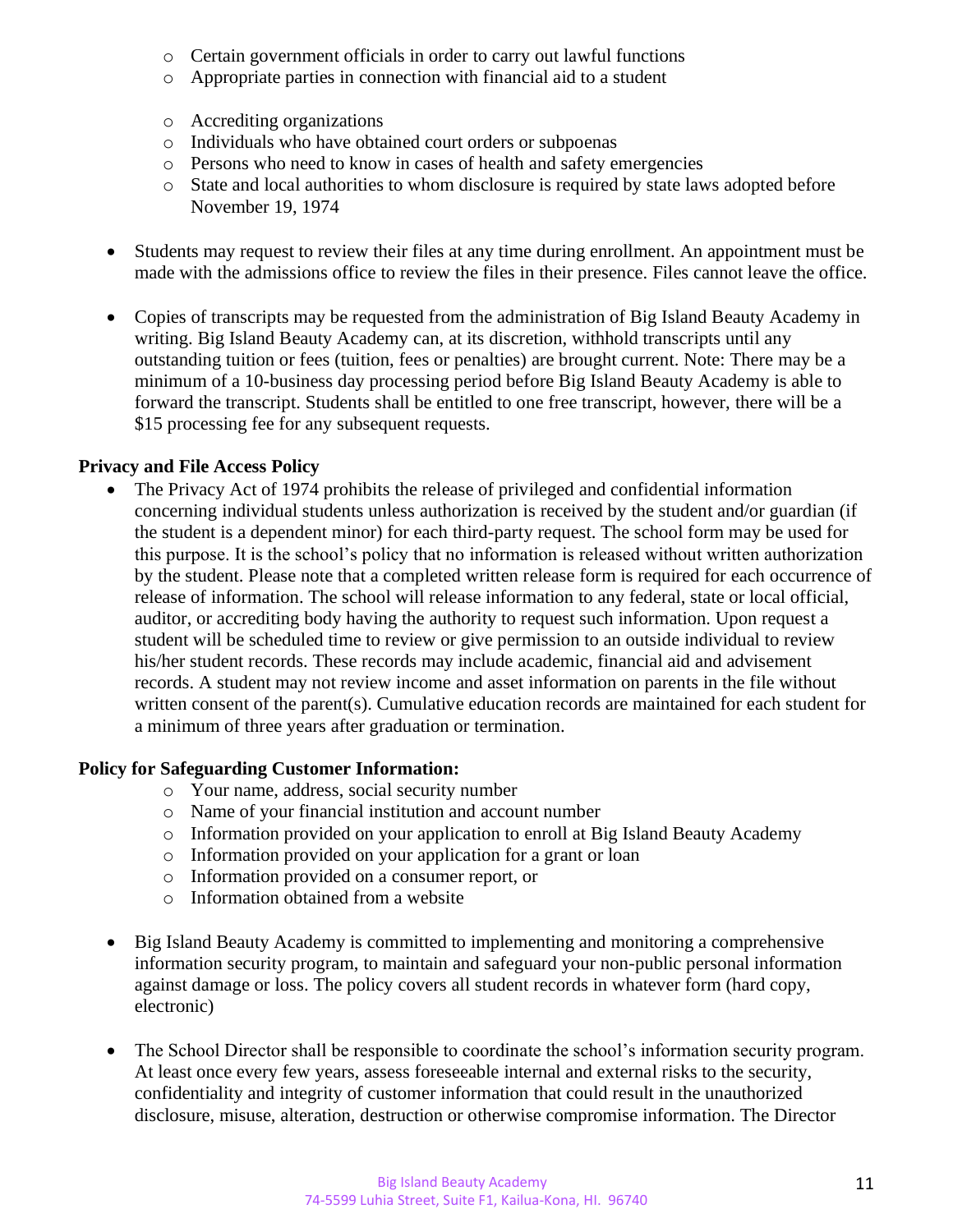- Certain government officials in order to carry out lawful functions
  - Appropriate parties in connection with financial aid to a student
  - Accrediting organizations
  - Individuals who have obtained court orders or subpoenas
  - Persons who need to know in cases of health and safety emergencies
  - State and local authorities to whom disclosure is required by state laws adopted before November 19, 1974

- Students may request to review their files at any time during enrollment. An appointment must be made with the admissions office to review the files in their presence. Files cannot leave the office.

- Copies of transcripts may be requested from the administration of Big Island Beauty Academy in writing. Big Island Beauty Academy can, at its discretion, withhold transcripts until any outstanding tuition or fees (tuition, fees or penalties) are brought current. Note: There may be a minimum of a 10-business day processing period before Big Island Beauty Academy is able to forward the transcript. Students shall be entitled to one free transcript, however, there will be a $15 processing fee for any subsequent requests.

**Privacy and File Access Policy**

- The Privacy Act of 1974 prohibits the release of privileged and confidential information concerning individual students unless authorization is received by the student and/or guardian (if the student is a dependent minor) for each third-party request. The school form may be used for this purpose. It is the school's policy that no information is released without written authorization by the student. Please note that a completed written release form is required for each occurrence of release of information. The school will release information to any federal, state or local official, auditor, or accrediting body having the authority to request such information. Upon request a student will be scheduled time to review or give permission to an outside individual to review his/her student records. These records may include academic, financial aid and advisement records. A student may not review income and asset information on parents in the file without written consent of the parent(s). Cumulative education records are maintained for each student for a minimum of three years after graduation or termination.

**Policy for Safeguarding Customer Information:**

- Your name, address, social security number
- Name of your financial institution and account number
- Information provided on your application to enroll at Big Island Beauty Academy
- Information provided on your application for a grant or loan
- Information provided on a consumer report, or
- Information obtained from a website

- Big Island Beauty Academy is committed to implementing and monitoring a comprehensive information security program, to maintain and safeguard your non-public personal information against damage or loss. The policy covers all student records in whatever form (hard copy, electronic)

- The School Director shall be responsible to coordinate the school's information security program. At least once every few years, assess foreseeable internal and external risks to the security, confidentiality and integrity of customer information that could result in the unauthorized disclosure, misuse, alteration, destruction or otherwise compromise information. The Director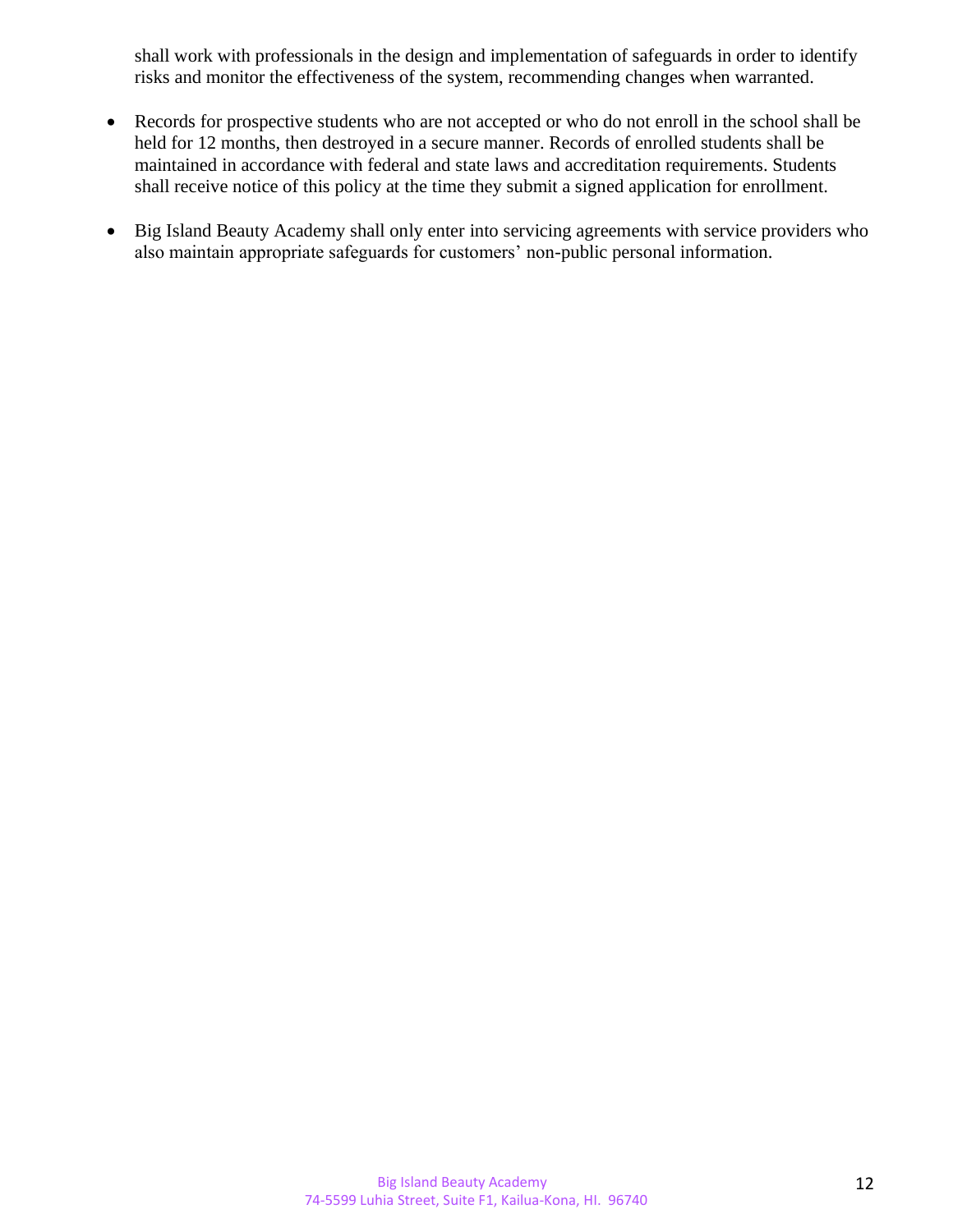shall work with professionals in the design and implementation of safeguards in order to identify risks and monitor the effectiveness of the system, recommending changes when warranted.

- Records for prospective students who are not accepted or who do not enroll in the school shall be held for 12 months, then destroyed in a secure manner. Records of enrolled students shall be maintained in accordance with federal and state laws and accreditation requirements. Students shall receive notice of this policy at the time they submit a signed application for enrollment.
- Big Island Beauty Academy shall only enter into servicing agreements with service providers who also maintain appropriate safeguards for customers' non-public personal information.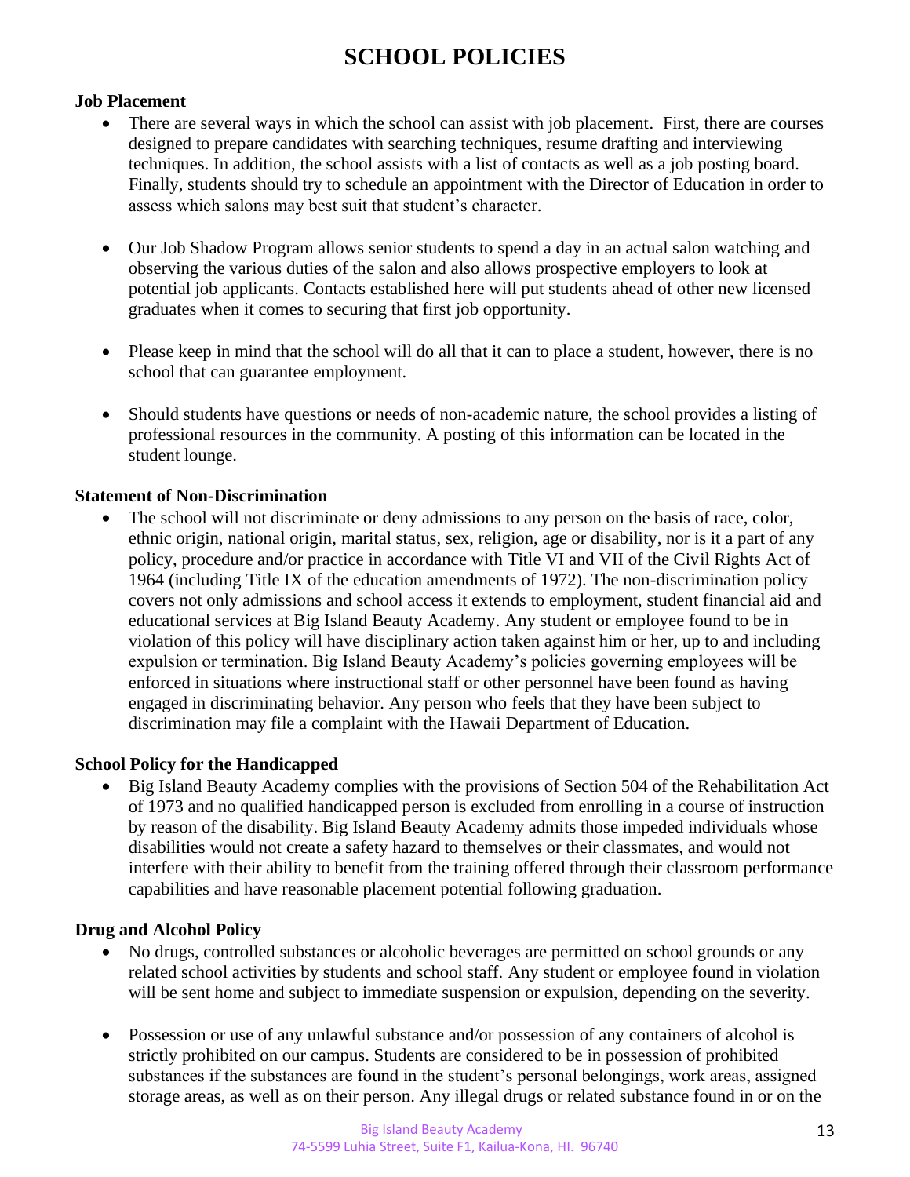# SCHOOL POLICIES

**Job Placement**

- There are several ways in which the school can assist with job placement. First, there are courses designed to prepare candidates with searching techniques, resume drafting and interviewing techniques. In addition, the school assists with a list of contacts as well as a job posting board. Finally, students should try to schedule an appointment with the Director of Education in order to assess which salons may best suit that student's character.

- Our Job Shadow Program allows senior students to spend a day in an actual salon watching and observing the various duties of the salon and also allows prospective employers to look at potential job applicants. Contacts established here will put students ahead of other new licensed graduates when it comes to securing that first job opportunity.

- Please keep in mind that the school will do all that it can to place a student, however, there is no school that can guarantee employment.

- Should students have questions or needs of non-academic nature, the school provides a listing of professional resources in the community. A posting of this information can be located in the student lounge.

**Statement of Non-Discrimination**

- The school will not discriminate or deny admissions to any person on the basis of race, color, ethnic origin, national origin, marital status, sex, religion, age or disability, nor is it a part of any policy, procedure and/or practice in accordance with Title VI and VII of the Civil Rights Act of 1964 (including Title IX of the education amendments of 1972). The non-discrimination policy covers not only admissions and school access it extends to employment, student financial aid and educational services at Big Island Beauty Academy. Any student or employee found to be in violation of this policy will have disciplinary action taken against him or her, up to and including expulsion or termination. Big Island Beauty Academy's policies governing employees will be enforced in situations where instructional staff or other personnel have been found as having engaged in discriminating behavior. Any person who feels that they have been subject to discrimination may file a complaint with the Hawaii Department of Education.

**School Policy for the Handicapped**

- Big Island Beauty Academy complies with the provisions of Section 504 of the Rehabilitation Act of 1973 and no qualified handicapped person is excluded from enrolling in a course of instruction by reason of the disability. Big Island Beauty Academy admits those impeded individuals whose disabilities would not create a safety hazard to themselves or their classmates, and would not interfere with their ability to benefit from the training offered through their classroom performance capabilities and have reasonable placement potential following graduation.

**Drug and Alcohol Policy**

- No drugs, controlled substances or alcoholic beverages are permitted on school grounds or any related school activities by students and school staff. Any student or employee found in violation will be sent home and subject to immediate suspension or expulsion, depending on the severity.

- Possession or use of any unlawful substance and/or possession of any containers of alcohol is strictly prohibited on our campus. Students are considered to be in possession of prohibited substances if the substances are found in the student's personal belongings, work areas, assigned storage areas, as well as on their person. Any illegal drugs or related substance found in or on the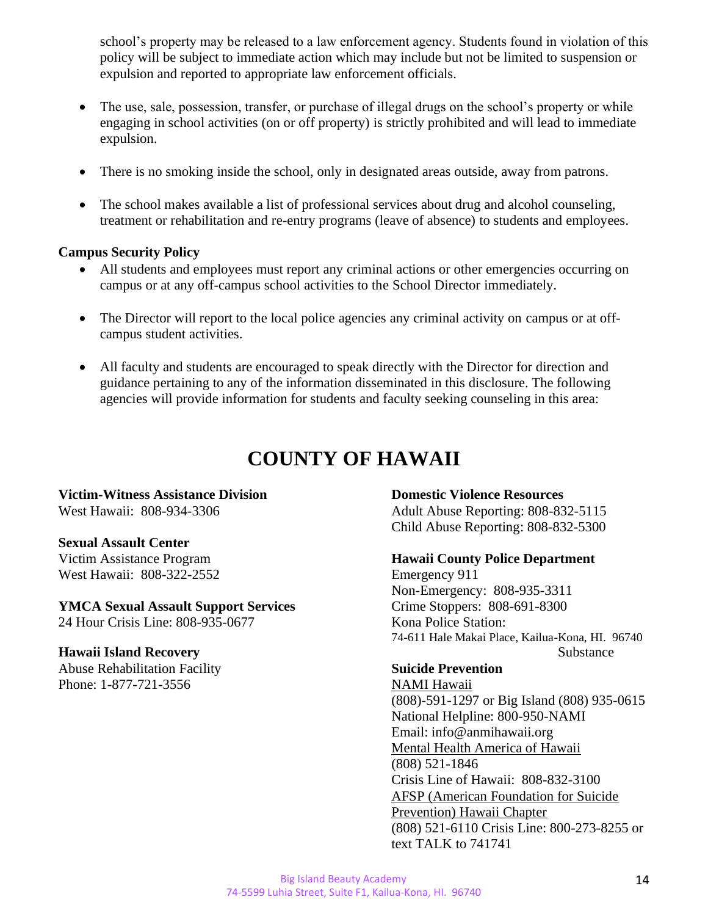school's property may be released to a law enforcement agency. Students found in violation of this policy will be subject to immediate action which may include but not be limited to suspension or expulsion and reported to appropriate law enforcement officials.

- The use, sale, possession, transfer, or purchase of illegal drugs on the school's property or while engaging in school activities (on or off property) is strictly prohibited and will lead to immediate expulsion.
- There is no smoking inside the school, only in designated areas outside, away from patrons.
- The school makes available a list of professional services about drug and alcohol counseling, treatment or rehabilitation and re-entry programs (leave of absence) to students and employees.

**Campus Security Policy**

- All students and employees must report any criminal actions or other emergencies occurring on campus or at any off-campus school activities to the School Director immediately.
- The Director will report to the local police agencies any criminal activity on campus or at off-campus student activities.
- All faculty and students are encouraged to speak directly with the Director for direction and guidance pertaining to any of the information disseminated in this disclosure. The following agencies will provide information for students and faculty seeking counseling in this area:

# COUNTY OF HAWAII

**Victim-Witness Assistance Division**
West Hawaii: 808-934-3306

**Sexual Assault Center**
Victim Assistance Program
West Hawaii: 808-322-2552

**YMCA Sexual Assault Support Services**
24 Hour Crisis Line: 808-935-0677

**Hawaii Island Recovery**
Abuse Rehabilitation Facility
Phone: 1-877-721-3556

**Domestic Violence Resources**
Adult Abuse Reporting: 808-832-5115
Child Abuse Reporting: 808-832-5300

**Hawaii County Police Department**
Emergency 911
Non-Emergency: 808-935-3311
Crime Stoppers: 808-691-8300
Kona Police Station:
74-611 Hale Makai Place, Kailua-Kona, HI. 96740
Substance

**Suicide Prevention**
NAMI Hawaii
(808)-591-1297 or Big Island (808) 935-0615
National Helpline: 800-950-NAMI
Email: info@anmihawaii.org
Mental Health America of Hawaii
(808) 521-1846
Crisis Line of Hawaii: 808-832-3100
AFSP (American Foundation for Suicide Prevention) Hawaii Chapter
(808) 521-6110 Crisis Line: 800-273-8255 or text TALK to 741741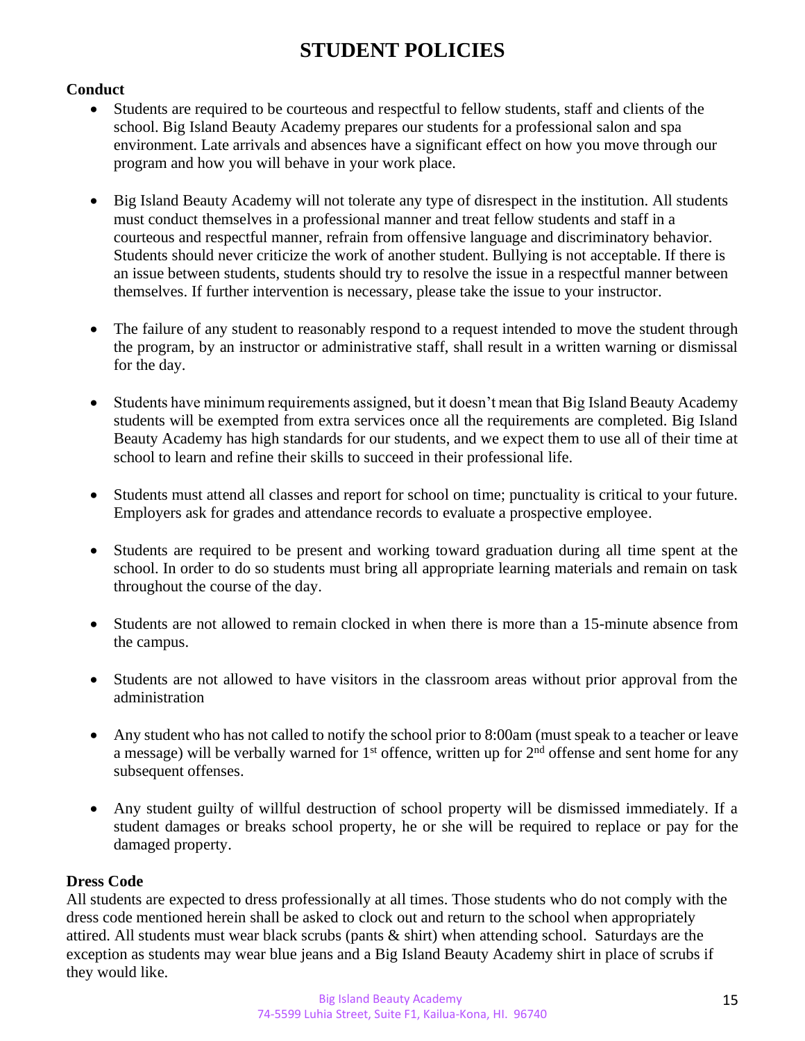# STUDENT POLICIES

**Conduct**

- Students are required to be courteous and respectful to fellow students, staff and clients of the school. Big Island Beauty Academy prepares our students for a professional salon and spa environment. Late arrivals and absences have a significant effect on how you move through our program and how you will behave in your work place.

- Big Island Beauty Academy will not tolerate any type of disrespect in the institution. All students must conduct themselves in a professional manner and treat fellow students and staff in a courteous and respectful manner, refrain from offensive language and discriminatory behavior. Students should never criticize the work of another student. Bullying is not acceptable. If there is an issue between students, students should try to resolve the issue in a respectful manner between themselves. If further intervention is necessary, please take the issue to your instructor.

- The failure of any student to reasonably respond to a request intended to move the student through the program, by an instructor or administrative staff, shall result in a written warning or dismissal for the day.

- Students have minimum requirements assigned, but it doesn't mean that Big Island Beauty Academy students will be exempted from extra services once all the requirements are completed. Big Island Beauty Academy has high standards for our students, and we expect them to use all of their time at school to learn and refine their skills to succeed in their professional life.

- Students must attend all classes and report for school on time; punctuality is critical to your future. Employers ask for grades and attendance records to evaluate a prospective employee.

- Students are required to be present and working toward graduation during all time spent at the school. In order to do so students must bring all appropriate learning materials and remain on task throughout the course of the day.

- Students are not allowed to remain clocked in when there is more than a 15-minute absence from the campus.

- Students are not allowed to have visitors in the classroom areas without prior approval from the administration

- Any student who has not called to notify the school prior to 8:00am (must speak to a teacher or leave a message) will be verbally warned for 1st offence, written up for 2nd offense and sent home for any subsequent offenses.

- Any student guilty of willful destruction of school property will be dismissed immediately. If a student damages or breaks school property, he or she will be required to replace or pay for the damaged property.

**Dress Code**

All students are expected to dress professionally at all times. Those students who do not comply with the dress code mentioned herein shall be asked to clock out and return to the school when appropriately attired. All students must wear black scrubs (pants & shirt) when attending school. Saturdays are the exception as students may wear blue jeans and a Big Island Beauty Academy shirt in place of scrubs if they would like.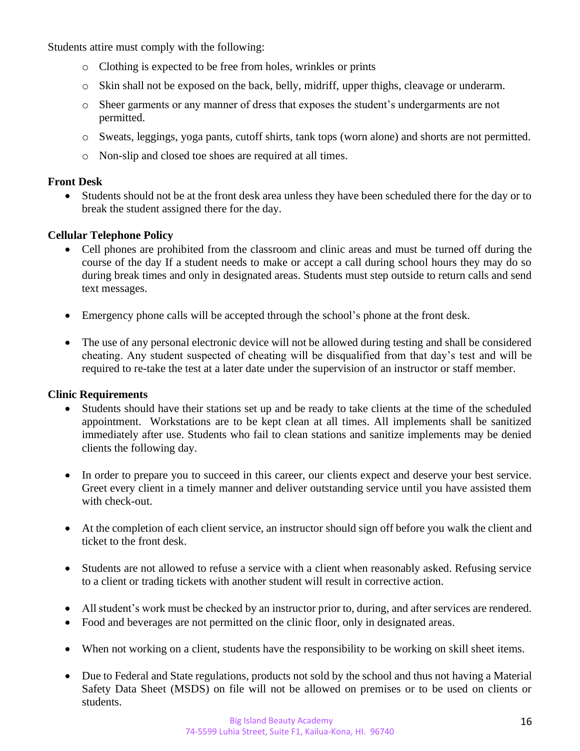Students attire must comply with the following:

- Clothing is expected to be free from holes, wrinkles or prints
- Skin shall not be exposed on the back, belly, midriff, upper thighs, cleavage or underarm.
- Sheer garments or any manner of dress that exposes the student's undergarments are not permitted.
- Sweats, leggings, yoga pants, cutoff shirts, tank tops (worn alone) and shorts are not permitted.
- Non-slip and closed toe shoes are required at all times.

**Front Desk**

- Students should not be at the front desk area unless they have been scheduled there for the day or to break the student assigned there for the day.

**Cellular Telephone Policy**

- Cell phones are prohibited from the classroom and clinic areas and must be turned off during the course of the day If a student needs to make or accept a call during school hours they may do so during break times and only in designated areas. Students must step outside to return calls and send text messages.

- Emergency phone calls will be accepted through the school's phone at the front desk.

- The use of any personal electronic device will not be allowed during testing and shall be considered cheating. Any student suspected of cheating will be disqualified from that day's test and will be required to re-take the test at a later date under the supervision of an instructor or staff member.

**Clinic Requirements**

- Students should have their stations set up and be ready to take clients at the time of the scheduled appointment. Workstations are to be kept clean at all times. All implements shall be sanitized immediately after use. Students who fail to clean stations and sanitize implements may be denied clients the following day.

- In order to prepare you to succeed in this career, our clients expect and deserve your best service. Greet every client in a timely manner and deliver outstanding service until you have assisted them with check-out.

- At the completion of each client service, an instructor should sign off before you walk the client and ticket to the front desk.

- Students are not allowed to refuse a service with a client when reasonably asked. Refusing service to a client or trading tickets with another student will result in corrective action.

- All student's work must be checked by an instructor prior to, during, and after services are rendered.
- Food and beverages are not permitted on the clinic floor, only in designated areas.

- When not working on a client, students have the responsibility to be working on skill sheet items.

- Due to Federal and State regulations, products not sold by the school and thus not having a Material Safety Data Sheet (MSDS) on file will not be allowed on premises or to be used on clients or students.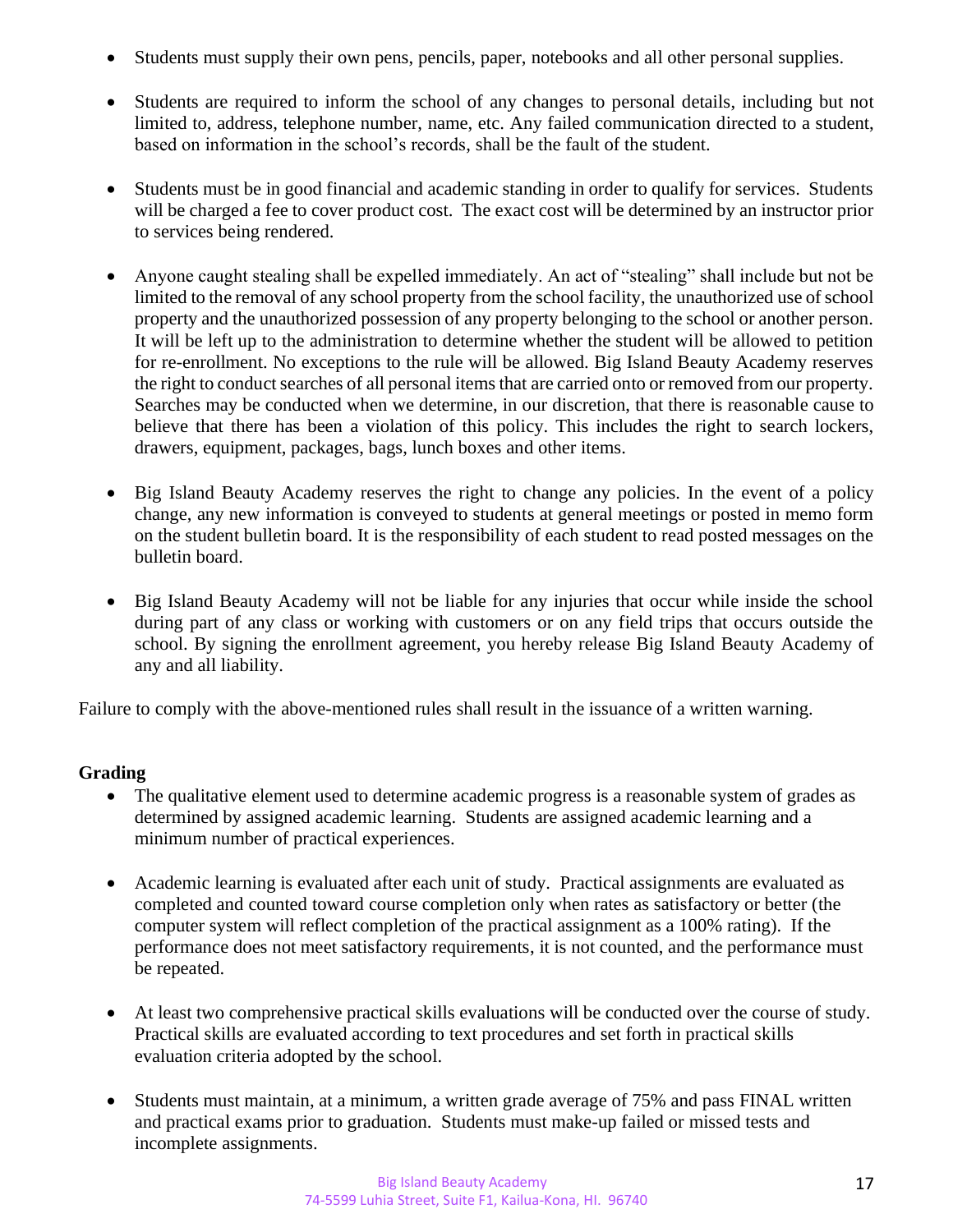- Students must supply their own pens, pencils, paper, notebooks and all other personal supplies.

- Students are required to inform the school of any changes to personal details, including but not limited to, address, telephone number, name, etc. Any failed communication directed to a student, based on information in the school's records, shall be the fault of the student.

- Students must be in good financial and academic standing in order to qualify for services. Students will be charged a fee to cover product cost. The exact cost will be determined by an instructor prior to services being rendered.

- Anyone caught stealing shall be expelled immediately. An act of "stealing" shall include but not be limited to the removal of any school property from the school facility, the unauthorized use of school property and the unauthorized possession of any property belonging to the school or another person. It will be left up to the administration to determine whether the student will be allowed to petition for re-enrollment. No exceptions to the rule will be allowed. Big Island Beauty Academy reserves the right to conduct searches of all personal items that are carried onto or removed from our property. Searches may be conducted when we determine, in our discretion, that there is reasonable cause to believe that there has been a violation of this policy. This includes the right to search lockers, drawers, equipment, packages, bags, lunch boxes and other items.

- Big Island Beauty Academy reserves the right to change any policies. In the event of a policy change, any new information is conveyed to students at general meetings or posted in memo form on the student bulletin board. It is the responsibility of each student to read posted messages on the bulletin board.

- Big Island Beauty Academy will not be liable for any injuries that occur while inside the school during part of any class or working with customers or on any field trips that occurs outside the school. By signing the enrollment agreement, you hereby release Big Island Beauty Academy of any and all liability.

Failure to comply with the above-mentioned rules shall result in the issuance of a written warning.

**Grading**

- The qualitative element used to determine academic progress is a reasonable system of grades as determined by assigned academic learning. Students are assigned academic learning and a minimum number of practical experiences.

- Academic learning is evaluated after each unit of study. Practical assignments are evaluated as completed and counted toward course completion only when rates as satisfactory or better (the computer system will reflect completion of the practical assignment as a 100% rating). If the performance does not meet satisfactory requirements, it is not counted, and the performance must be repeated.

- At least two comprehensive practical skills evaluations will be conducted over the course of study. Practical skills are evaluated according to text procedures and set forth in practical skills evaluation criteria adopted by the school.

- Students must maintain, at a minimum, a written grade average of 75% and pass FINAL written and practical exams prior to graduation. Students must make-up failed or missed tests and incomplete assignments.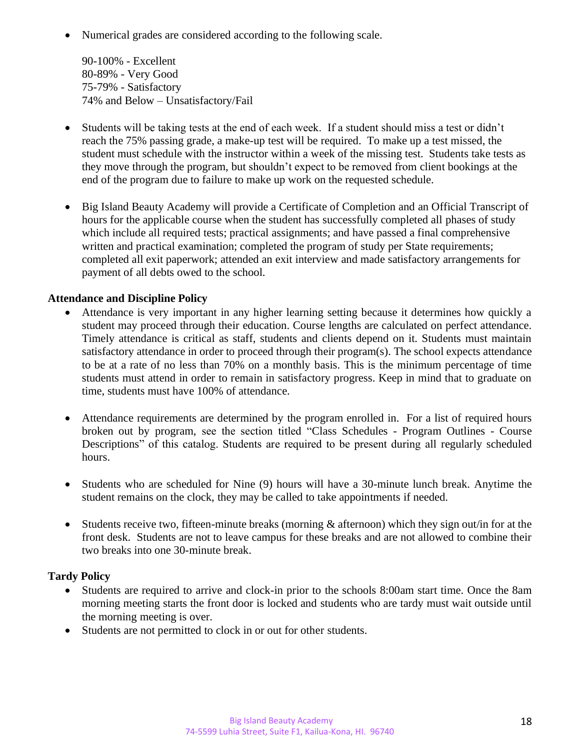- Numerical grades are considered according to the following scale.

  90-100% - Excellent
  80-89% - Very Good
  75-79% - Satisfactory
  74% and Below – Unsatisfactory/Fail

- Students will be taking tests at the end of each week. If a student should miss a test or didn't reach the 75% passing grade, a make-up test will be required. To make up a test missed, the student must schedule with the instructor within a week of the missing test. Students take tests as they move through the program, but shouldn't expect to be removed from client bookings at the end of the program due to failure to make up work on the requested schedule.

- Big Island Beauty Academy will provide a Certificate of Completion and an Official Transcript of hours for the applicable course when the student has successfully completed all phases of study which include all required tests; practical assignments; and have passed a final comprehensive written and practical examination; completed the program of study per State requirements; completed all exit paperwork; attended an exit interview and made satisfactory arrangements for payment of all debts owed to the school.

**Attendance and Discipline Policy**

- Attendance is very important in any higher learning setting because it determines how quickly a student may proceed through their education. Course lengths are calculated on perfect attendance. Timely attendance is critical as staff, students and clients depend on it. Students must maintain satisfactory attendance in order to proceed through their program(s). The school expects attendance to be at a rate of no less than 70% on a monthly basis. This is the minimum percentage of time students must attend in order to remain in satisfactory progress. Keep in mind that to graduate on time, students must have 100% of attendance.

- Attendance requirements are determined by the program enrolled in. For a list of required hours broken out by program, see the section titled "Class Schedules - Program Outlines - Course Descriptions" of this catalog. Students are required to be present during all regularly scheduled hours.

- Students who are scheduled for Nine (9) hours will have a 30-minute lunch break. Anytime the student remains on the clock, they may be called to take appointments if needed.

- Students receive two, fifteen-minute breaks (morning & afternoon) which they sign out/in for at the front desk. Students are not to leave campus for these breaks and are not allowed to combine their two breaks into one 30-minute break.

**Tardy Policy**

- Students are required to arrive and clock-in prior to the schools 8:00am start time. Once the 8am morning meeting starts the front door is locked and students who are tardy must wait outside until the morning meeting is over.
- Students are not permitted to clock in or out for other students.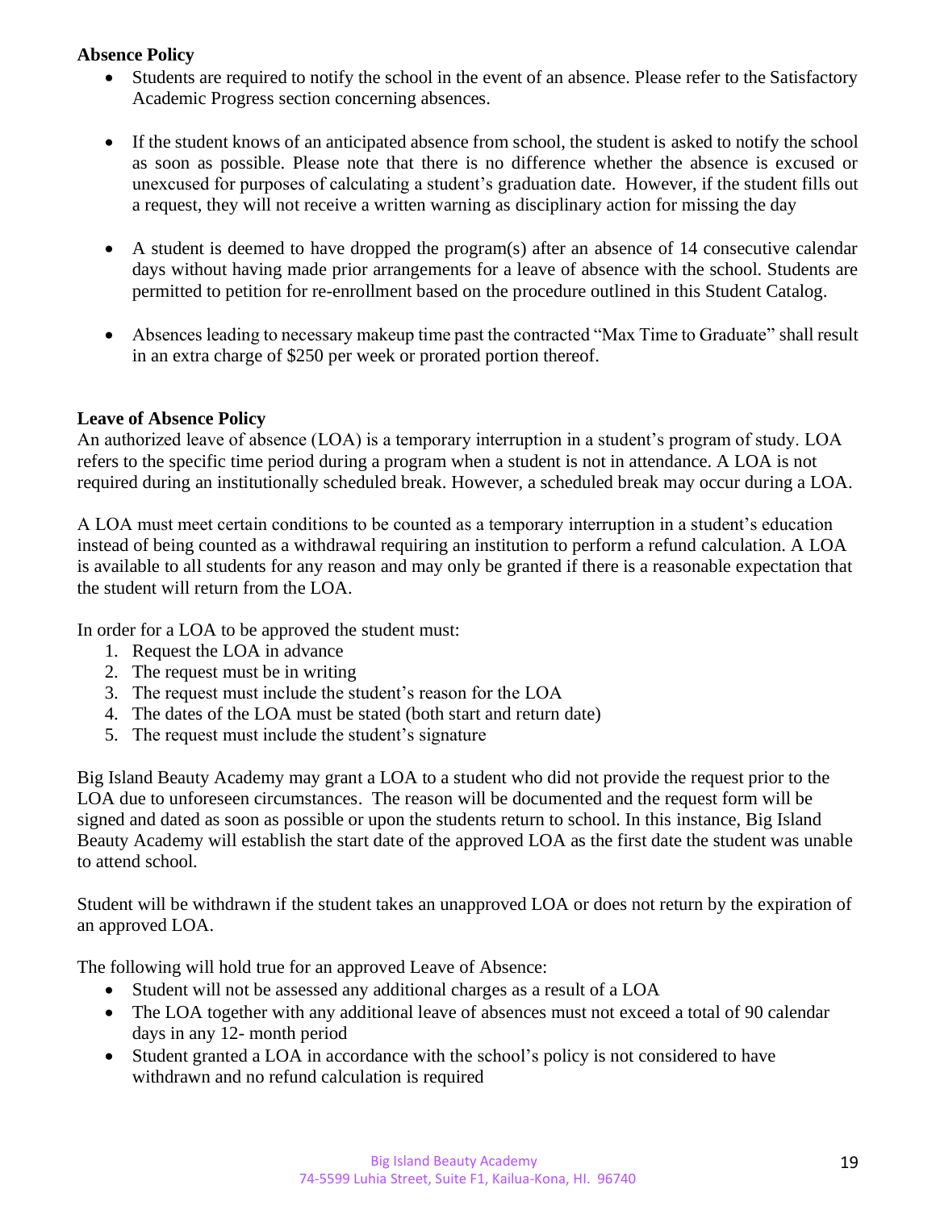**Absence Policy**

- Students are required to notify the school in the event of an absence. Please refer to the Satisfactory Academic Progress section concerning absences.

- If the student knows of an anticipated absence from school, the student is asked to notify the school as soon as possible. Please note that there is no difference whether the absence is excused or unexcused for purposes of calculating a student's graduation date. However, if the student fills out a request, they will not receive a written warning as disciplinary action for missing the day

- A student is deemed to have dropped the program(s) after an absence of 14 consecutive calendar days without having made prior arrangements for a leave of absence with the school. Students are permitted to petition for re-enrollment based on the procedure outlined in this Student Catalog.

- Absences leading to necessary makeup time past the contracted "Max Time to Graduate" shall result in an extra charge of $250 per week or prorated portion thereof.

**Leave of Absence Policy**

An authorized leave of absence (LOA) is a temporary interruption in a student's program of study. LOA refers to the specific time period during a program when a student is not in attendance. A LOA is not required during an institutionally scheduled break. However, a scheduled break may occur during a LOA.

A LOA must meet certain conditions to be counted as a temporary interruption in a student's education instead of being counted as a withdrawal requiring an institution to perform a refund calculation. A LOA is available to all students for any reason and may only be granted if there is a reasonable expectation that the student will return from the LOA.

In order for a LOA to be approved the student must:

1. Request the LOA in advance
2. The request must be in writing
3. The request must include the student's reason for the LOA
4. The dates of the LOA must be stated (both start and return date)
5. The request must include the student's signature

Big Island Beauty Academy may grant a LOA to a student who did not provide the request prior to the LOA due to unforeseen circumstances. The reason will be documented and the request form will be signed and dated as soon as possible or upon the students return to school. In this instance, Big Island Beauty Academy will establish the start date of the approved LOA as the first date the student was unable to attend school.

Student will be withdrawn if the student takes an unapproved LOA or does not return by the expiration of an approved LOA.

The following will hold true for an approved Leave of Absence:

- Student will not be assessed any additional charges as a result of a LOA
- The LOA together with any additional leave of absences must not exceed a total of 90 calendar days in any 12- month period
- Student granted a LOA in accordance with the school's policy is not considered to have withdrawn and no refund calculation is required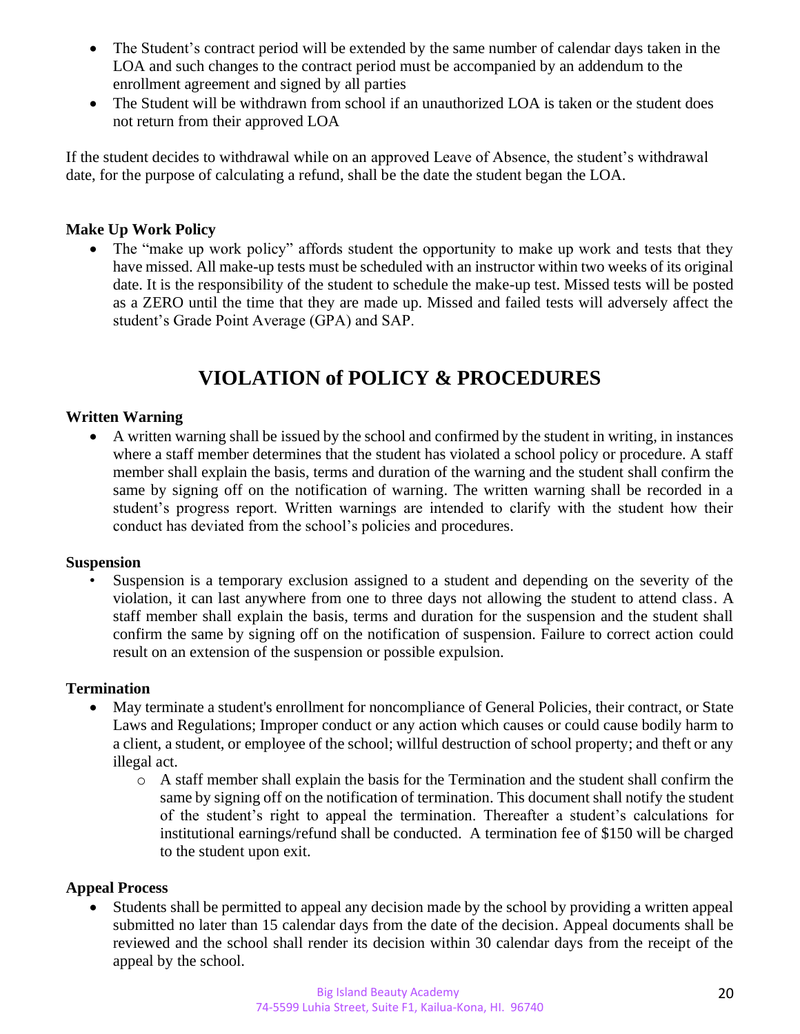- The Student's contract period will be extended by the same number of calendar days taken in the LOA and such changes to the contract period must be accompanied by an addendum to the enrollment agreement and signed by all parties
- The Student will be withdrawn from school if an unauthorized LOA is taken or the student does not return from their approved LOA

If the student decides to withdrawal while on an approved Leave of Absence, the student's withdrawal date, for the purpose of calculating a refund, shall be the date the student began the LOA.

**Make Up Work Policy**

- The "make up work policy" affords student the opportunity to make up work and tests that they have missed. All make-up tests must be scheduled with an instructor within two weeks of its original date. It is the responsibility of the student to schedule the make-up test. Missed tests will be posted as a ZERO until the time that they are made up. Missed and failed tests will adversely affect the student's Grade Point Average (GPA) and SAP.

# VIOLATION of POLICY & PROCEDURES

**Written Warning**

- A written warning shall be issued by the school and confirmed by the student in writing, in instances where a staff member determines that the student has violated a school policy or procedure. A staff member shall explain the basis, terms and duration of the warning and the student shall confirm the same by signing off on the notification of warning. The written warning shall be recorded in a student's progress report. Written warnings are intended to clarify with the student how their conduct has deviated from the school's policies and procedures.

**Suspension**

- Suspension is a temporary exclusion assigned to a student and depending on the severity of the violation, it can last anywhere from one to three days not allowing the student to attend class. A staff member shall explain the basis, terms and duration for the suspension and the student shall confirm the same by signing off on the notification of suspension. Failure to correct action could result on an extension of the suspension or possible expulsion.

**Termination**

- May terminate a student's enrollment for noncompliance of General Policies, their contract, or State Laws and Regulations; Improper conduct or any action which causes or could cause bodily harm to a client, a student, or employee of the school; willful destruction of school property; and theft or any illegal act.
    - A staff member shall explain the basis for the Termination and the student shall confirm the same by signing off on the notification of termination. This document shall notify the student of the student's right to appeal the termination. Thereafter a student's calculations for institutional earnings/refund shall be conducted. A termination fee of $150 will be charged to the student upon exit.

**Appeal Process**

- Students shall be permitted to appeal any decision made by the school by providing a written appeal submitted no later than 15 calendar days from the date of the decision. Appeal documents shall be reviewed and the school shall render its decision within 30 calendar days from the receipt of the appeal by the school.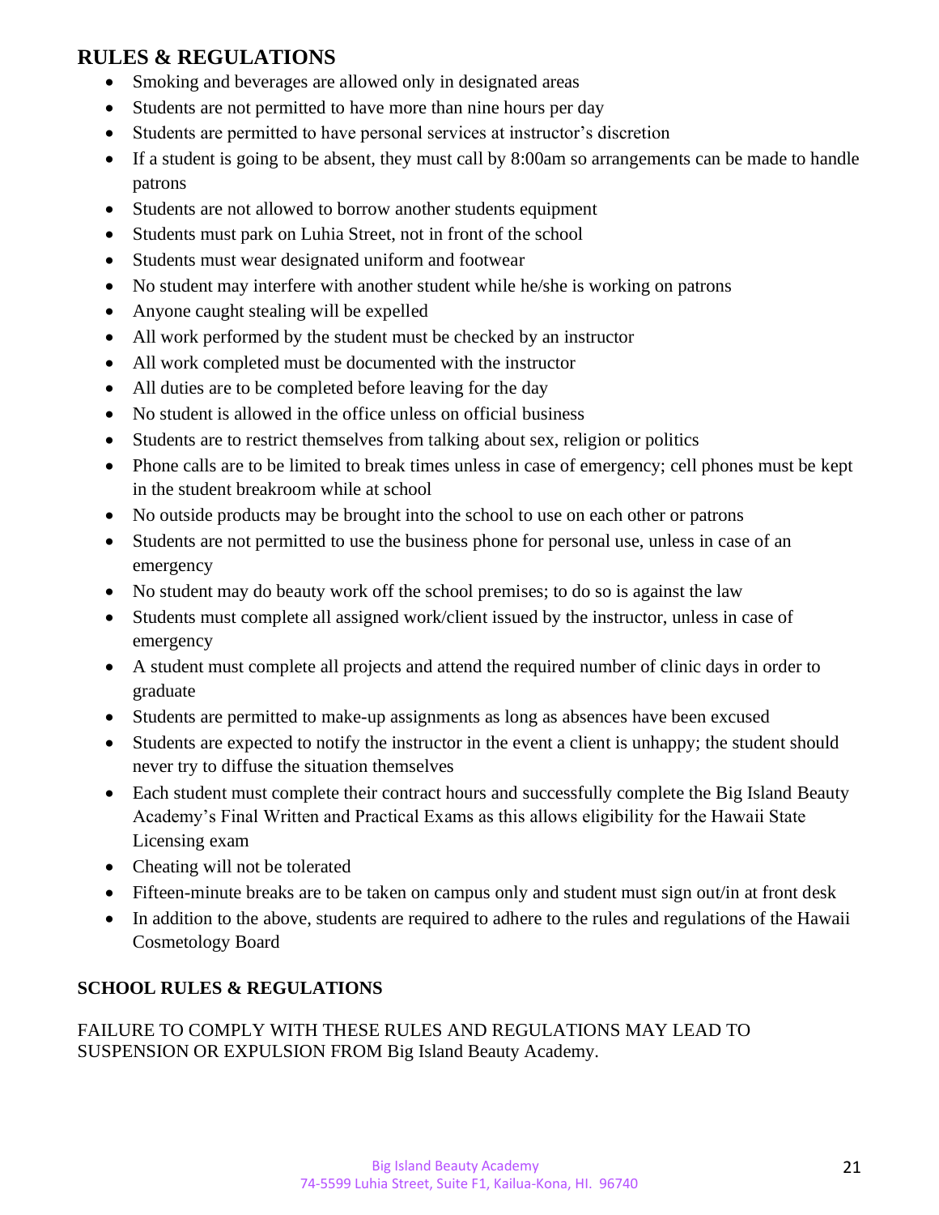## RULES & REGULATIONS

- Smoking and beverages are allowed only in designated areas
- Students are not permitted to have more than nine hours per day
- Students are permitted to have personal services at instructor's discretion
- If a student is going to be absent, they must call by 8:00am so arrangements can be made to handle patrons
- Students are not allowed to borrow another students equipment
- Students must park on Luhia Street, not in front of the school
- Students must wear designated uniform and footwear
- No student may interfere with another student while he/she is working on patrons
- Anyone caught stealing will be expelled
- All work performed by the student must be checked by an instructor
- All work completed must be documented with the instructor
- All duties are to be completed before leaving for the day
- No student is allowed in the office unless on official business
- Students are to restrict themselves from talking about sex, religion or politics
- Phone calls are to be limited to break times unless in case of emergency; cell phones must be kept in the student breakroom while at school
- No outside products may be brought into the school to use on each other or patrons
- Students are not permitted to use the business phone for personal use, unless in case of an emergency
- No student may do beauty work off the school premises; to do so is against the law
- Students must complete all assigned work/client issued by the instructor, unless in case of emergency
- A student must complete all projects and attend the required number of clinic days in order to graduate
- Students are permitted to make-up assignments as long as absences have been excused
- Students are expected to notify the instructor in the event a client is unhappy; the student should never try to diffuse the situation themselves
- Each student must complete their contract hours and successfully complete the Big Island Beauty Academy's Final Written and Practical Exams as this allows eligibility for the Hawaii State Licensing exam
- Cheating will not be tolerated
- Fifteen-minute breaks are to be taken on campus only and student must sign out/in at front desk
- In addition to the above, students are required to adhere to the rules and regulations of the Hawaii Cosmetology Board

**SCHOOL RULES & REGULATIONS**

FAILURE TO COMPLY WITH THESE RULES AND REGULATIONS MAY LEAD TO SUSPENSION OR EXPULSION FROM Big Island Beauty Academy.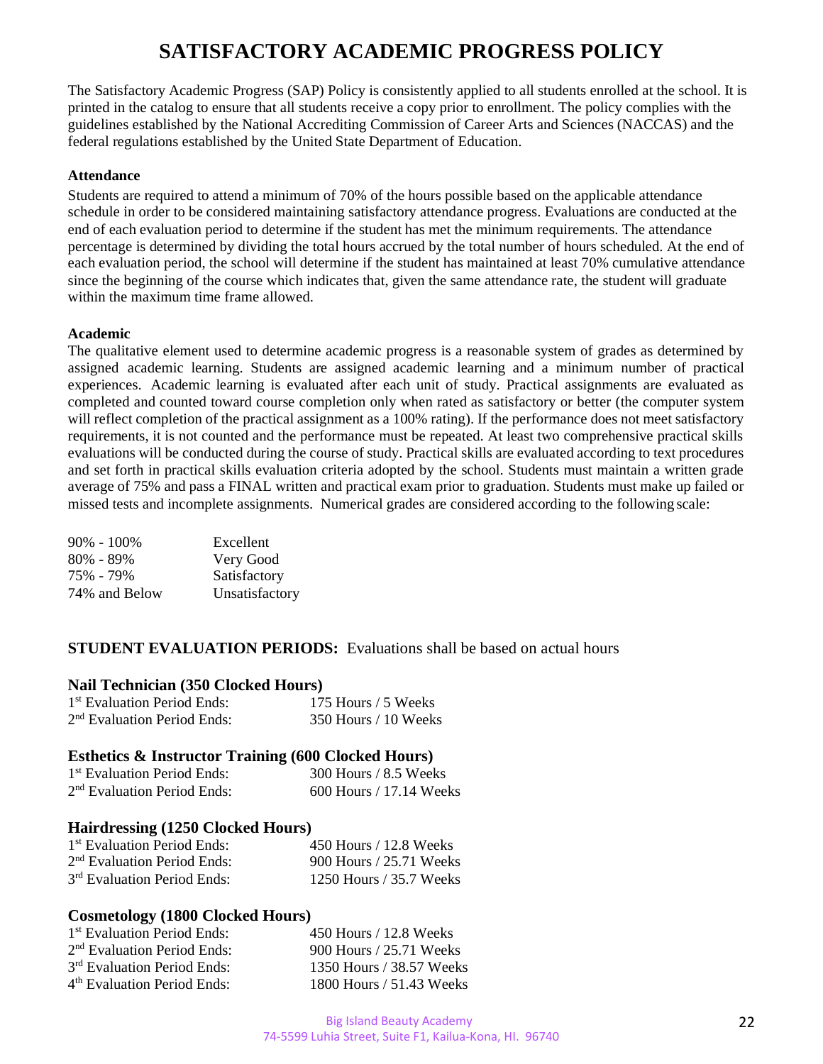# SATISFACTORY ACADEMIC PROGRESS POLICY

The Satisfactory Academic Progress (SAP) Policy is consistently applied to all students enrolled at the school. It is printed in the catalog to ensure that all students receive a copy prior to enrollment. The policy complies with the guidelines established by the National Accrediting Commission of Career Arts and Sciences (NACCAS) and the federal regulations established by the United State Department of Education.

**Attendance**

Students are required to attend a minimum of 70% of the hours possible based on the applicable attendance schedule in order to be considered maintaining satisfactory attendance progress. Evaluations are conducted at the end of each evaluation period to determine if the student has met the minimum requirements. The attendance percentage is determined by dividing the total hours accrued by the total number of hours scheduled. At the end of each evaluation period, the school will determine if the student has maintained at least 70% cumulative attendance since the beginning of the course which indicates that, given the same attendance rate, the student will graduate within the maximum time frame allowed.

**Academic**

The qualitative element used to determine academic progress is a reasonable system of grades as determined by assigned academic learning. Students are assigned academic learning and a minimum number of practical experiences. Academic learning is evaluated after each unit of study. Practical assignments are evaluated as completed and counted toward course completion only when rated as satisfactory or better (the computer system will reflect completion of the practical assignment as a 100% rating). If the performance does not meet satisfactory requirements, it is not counted and the performance must be repeated. At least two comprehensive practical skills evaluations will be conducted during the course of study. Practical skills are evaluated according to text procedures and set forth in practical skills evaluation criteria adopted by the school. Students must maintain a written grade average of 75% and pass a FINAL written and practical exam prior to graduation. Students must make up failed or missed tests and incomplete assignments. Numerical grades are considered according to the following scale:

| | |
|---|---|
| 90% - 100% | Excellent |
| 80% - 89% | Very Good |
| 75% - 79% | Satisfactory |
| 74% and Below | Unsatisfactory |

**STUDENT EVALUATION PERIODS:** Evaluations shall be based on actual hours

**Nail Technician (350 Clocked Hours)**

| | |
|---|---|
| 1st Evaluation Period Ends: | 175 Hours / 5 Weeks |
| 2nd Evaluation Period Ends: | 350 Hours / 10 Weeks |

**Esthetics & Instructor Training (600 Clocked Hours)**

| | |
|---|---|
| 1st Evaluation Period Ends: | 300 Hours / 8.5 Weeks |
| 2nd Evaluation Period Ends: | 600 Hours / 17.14 Weeks |

**Hairdressing (1250 Clocked Hours)**

| | |
|---|---|
| 1st Evaluation Period Ends: | 450 Hours / 12.8 Weeks |
| 2nd Evaluation Period Ends: | 900 Hours / 25.71 Weeks |
| 3rd Evaluation Period Ends: | 1250 Hours / 35.7 Weeks |

**Cosmetology (1800 Clocked Hours)**

| | |
|---|---|
| 1st Evaluation Period Ends: | 450 Hours / 12.8 Weeks |
| 2nd Evaluation Period Ends: | 900 Hours / 25.71 Weeks |
| 3rd Evaluation Period Ends: | 1350 Hours / 38.57 Weeks |
| 4th Evaluation Period Ends: | 1800 Hours / 51.43 Weeks |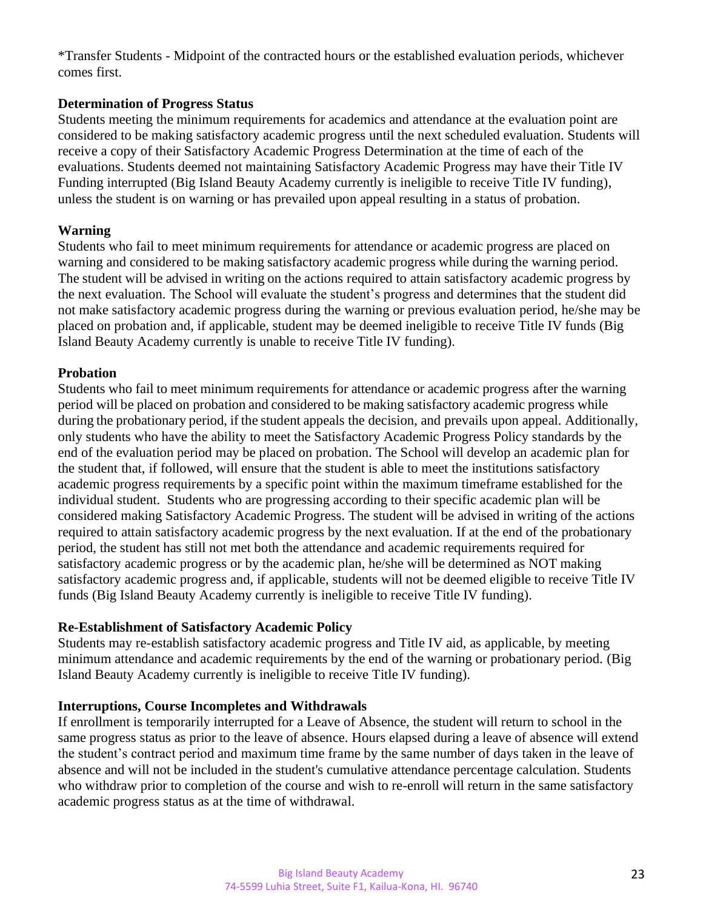*Transfer Students - Midpoint of the contracted hours or the established evaluation periods, whichever comes first.

**Determination of Progress Status**

Students meeting the minimum requirements for academics and attendance at the evaluation point are considered to be making satisfactory academic progress until the next scheduled evaluation. Students will receive a copy of their Satisfactory Academic Progress Determination at the time of each of the evaluations. Students deemed not maintaining Satisfactory Academic Progress may have their Title IV Funding interrupted (Big Island Beauty Academy currently is ineligible to receive Title IV funding), unless the student is on warning or has prevailed upon appeal resulting in a status of probation.

**Warning**

Students who fail to meet minimum requirements for attendance or academic progress are placed on warning and considered to be making satisfactory academic progress while during the warning period. The student will be advised in writing on the actions required to attain satisfactory academic progress by the next evaluation. The School will evaluate the student's progress and determines that the student did not make satisfactory academic progress during the warning or previous evaluation period, he/she may be placed on probation and, if applicable, student may be deemed ineligible to receive Title IV funds (Big Island Beauty Academy currently is unable to receive Title IV funding).

**Probation**

Students who fail to meet minimum requirements for attendance or academic progress after the warning period will be placed on probation and considered to be making satisfactory academic progress while during the probationary period, if the student appeals the decision, and prevails upon appeal. Additionally, only students who have the ability to meet the Satisfactory Academic Progress Policy standards by the end of the evaluation period may be placed on probation. The School will develop an academic plan for the student that, if followed, will ensure that the student is able to meet the institutions satisfactory academic progress requirements by a specific point within the maximum timeframe established for the individual student. Students who are progressing according to their specific academic plan will be considered making Satisfactory Academic Progress. The student will be advised in writing of the actions required to attain satisfactory academic progress by the next evaluation. If at the end of the probationary period, the student has still not met both the attendance and academic requirements required for satisfactory academic progress or by the academic plan, he/she will be determined as NOT making satisfactory academic progress and, if applicable, students will not be deemed eligible to receive Title IV funds (Big Island Beauty Academy currently is ineligible to receive Title IV funding).

**Re-Establishment of Satisfactory Academic Policy**

Students may re-establish satisfactory academic progress and Title IV aid, as applicable, by meeting minimum attendance and academic requirements by the end of the warning or probationary period. (Big Island Beauty Academy currently is ineligible to receive Title IV funding).

**Interruptions, Course Incompletes and Withdrawals**

If enrollment is temporarily interrupted for a Leave of Absence, the student will return to school in the same progress status as prior to the leave of absence. Hours elapsed during a leave of absence will extend the student's contract period and maximum time frame by the same number of days taken in the leave of absence and will not be included in the student's cumulative attendance percentage calculation. Students who withdraw prior to completion of the course and wish to re-enroll will return in the same satisfactory academic progress status as at the time of withdrawal.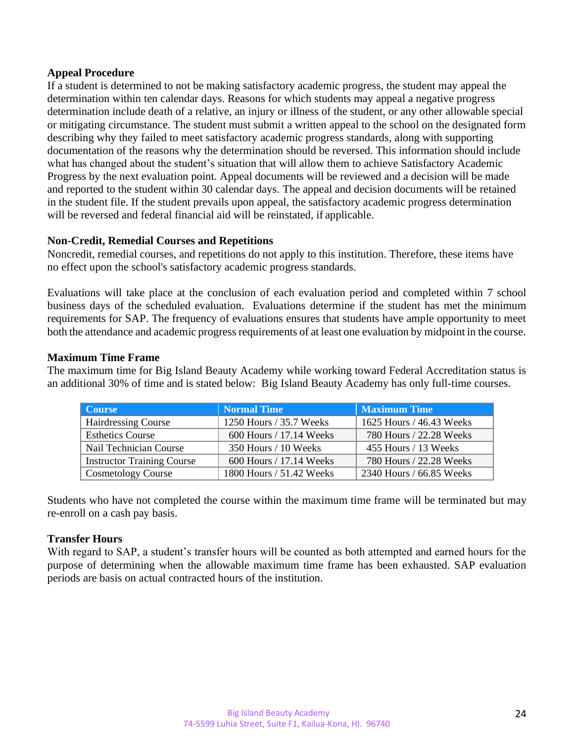**Appeal Procedure**

If a student is determined to not be making satisfactory academic progress, the student may appeal the determination within ten calendar days. Reasons for which students may appeal a negative progress determination include death of a relative, an injury or illness of the student, or any other allowable special or mitigating circumstance. The student must submit a written appeal to the school on the designated form describing why they failed to meet satisfactory academic progress standards, along with supporting documentation of the reasons why the determination should be reversed. This information should include what has changed about the student's situation that will allow them to achieve Satisfactory Academic Progress by the next evaluation point. Appeal documents will be reviewed and a decision will be made and reported to the student within 30 calendar days. The appeal and decision documents will be retained in the student file. If the student prevails upon appeal, the satisfactory academic progress determination will be reversed and federal financial aid will be reinstated, if applicable.

**Non-Credit, Remedial Courses and Repetitions**

Noncredit, remedial courses, and repetitions do not apply to this institution. Therefore, these items have no effect upon the school's satisfactory academic progress standards.

Evaluations will take place at the conclusion of each evaluation period and completed within 7 school business days of the scheduled evaluation. Evaluations determine if the student has met the minimum requirements for SAP. The frequency of evaluations ensures that students have ample opportunity to meet both the attendance and academic progress requirements of at least one evaluation by midpoint in the course.

**Maximum Time Frame**

The maximum time for Big Island Beauty Academy while working toward Federal Accreditation status is an additional 30% of time and is stated below: Big Island Beauty Academy has only full-time courses.

| Course | Normal Time | Maximum Time |
|---|---|---|
| Hairdressing Course | 1250 Hours / 35.7 Weeks | 1625 Hours / 46.43 Weeks |
| Esthetics Course | 600 Hours / 17.14 Weeks | 780 Hours / 22.28 Weeks |
| Nail Technician Course | 350 Hours / 10 Weeks | 455 Hours / 13 Weeks |
| Instructor Training Course | 600 Hours / 17.14 Weeks | 780 Hours / 22.28 Weeks |
| Cosmetology Course | 1800 Hours / 51.42 Weeks | 2340 Hours / 66.85 Weeks |

Students who have not completed the course within the maximum time frame will be terminated but may re-enroll on a cash pay basis.

**Transfer Hours**

With regard to SAP, a student's transfer hours will be counted as both attempted and earned hours for the purpose of determining when the allowable maximum time frame has been exhausted. SAP evaluation periods are basis on actual contracted hours of the institution.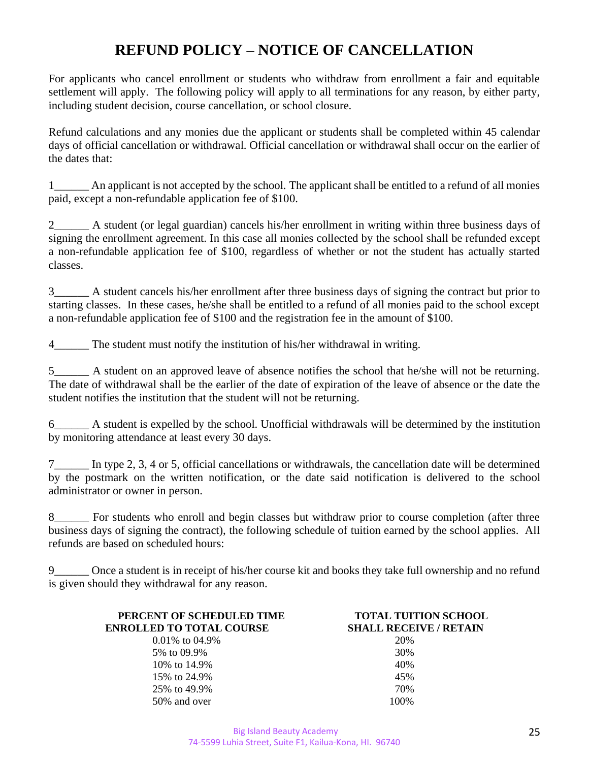# REFUND POLICY – NOTICE OF CANCELLATION

For applicants who cancel enrollment or students who withdraw from enrollment a fair and equitable settlement will apply. The following policy will apply to all terminations for any reason, by either party, including student decision, course cancellation, or school closure.

Refund calculations and any monies due the applicant or students shall be completed within 45 calendar days of official cancellation or withdrawal. Official cancellation or withdrawal shall occur on the earlier of the dates that:

1______ An applicant is not accepted by the school. The applicant shall be entitled to a refund of all monies paid, except a non-refundable application fee of $100.

2______ A student (or legal guardian) cancels his/her enrollment in writing within three business days of signing the enrollment agreement. In this case all monies collected by the school shall be refunded except a non-refundable application fee of $100, regardless of whether or not the student has actually started classes.

3______ A student cancels his/her enrollment after three business days of signing the contract but prior to starting classes. In these cases, he/she shall be entitled to a refund of all monies paid to the school except a non-refundable application fee of $100 and the registration fee in the amount of $100.

4______ The student must notify the institution of his/her withdrawal in writing.

5______ A student on an approved leave of absence notifies the school that he/she will not be returning. The date of withdrawal shall be the earlier of the date of expiration of the leave of absence or the date the student notifies the institution that the student will not be returning.

6______ A student is expelled by the school. Unofficial withdrawals will be determined by the institution by monitoring attendance at least every 30 days.

7______ In type 2, 3, 4 or 5, official cancellations or withdrawals, the cancellation date will be determined by the postmark on the written notification, or the date said notification is delivered to the school administrator or owner in person.

8______ For students who enroll and begin classes but withdraw prior to course completion (after three business days of signing the contract), the following schedule of tuition earned by the school applies. All refunds are based on scheduled hours:

9______ Once a student is in receipt of his/her course kit and books they take full ownership and no refund is given should they withdrawal for any reason.

| PERCENT OF SCHEDULED TIME ENROLLED TO TOTAL COURSE | TOTAL TUITION SCHOOL SHALL RECEIVE / RETAIN |
|---|---|
| 0.01% to 04.9% | 20% |
| 5% to 09.9% | 30% |
| 10% to 14.9% | 40% |
| 15% to 24.9% | 45% |
| 25% to 49.9% | 70% |
| 50% and over | 100% |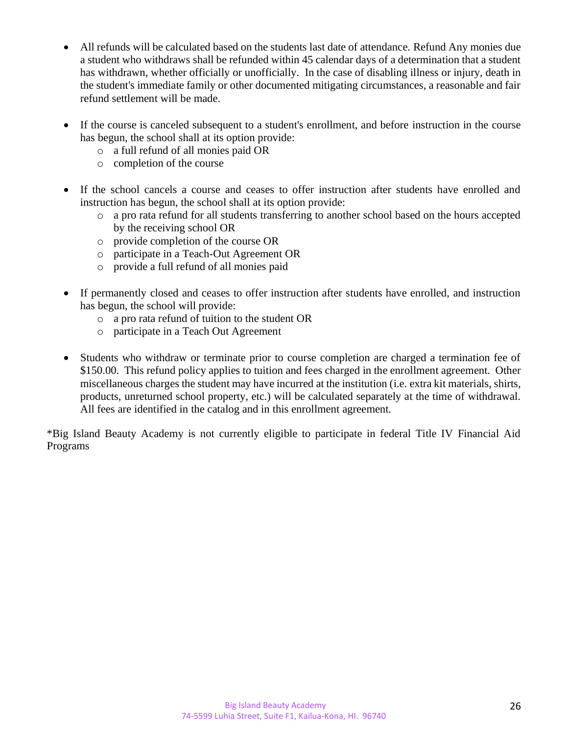- All refunds will be calculated based on the students last date of attendance. Refund Any monies due a student who withdraws shall be refunded within 45 calendar days of a determination that a student has withdrawn, whether officially or unofficially. In the case of disabling illness or injury, death in the student's immediate family or other documented mitigating circumstances, a reasonable and fair refund settlement will be made.

- If the course is canceled subsequent to a student's enrollment, and before instruction in the course has begun, the school shall at its option provide:
  - a full refund of all monies paid OR
  - completion of the course

- If the school cancels a course and ceases to offer instruction after students have enrolled and instruction has begun, the school shall at its option provide:
  - a pro rata refund for all students transferring to another school based on the hours accepted by the receiving school OR
  - provide completion of the course OR
  - participate in a Teach-Out Agreement OR
  - provide a full refund of all monies paid

- If permanently closed and ceases to offer instruction after students have enrolled, and instruction has begun, the school will provide:
  - a pro rata refund of tuition to the student OR
  - participate in a Teach Out Agreement

- Students who withdraw or terminate prior to course completion are charged a termination fee of $150.00. This refund policy applies to tuition and fees charged in the enrollment agreement. Other miscellaneous charges the student may have incurred at the institution (i.e. extra kit materials, shirts, products, unreturned school property, etc.) will be calculated separately at the time of withdrawal. All fees are identified in the catalog and in this enrollment agreement.

*Big Island Beauty Academy is not currently eligible to participate in federal Title IV Financial Aid Programs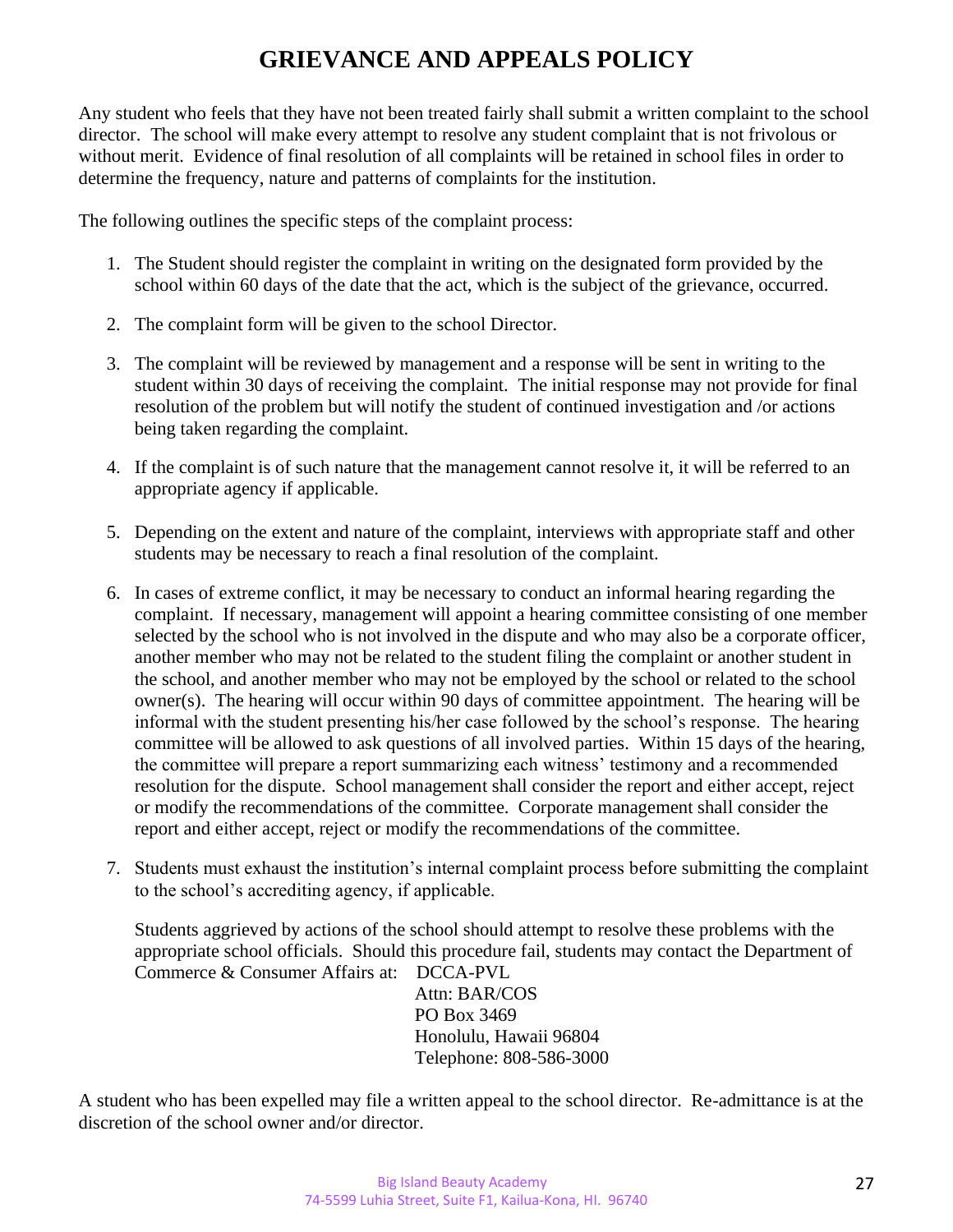# GRIEVANCE AND APPEALS POLICY

Any student who feels that they have not been treated fairly shall submit a written complaint to the school director. The school will make every attempt to resolve any student complaint that is not frivolous or without merit. Evidence of final resolution of all complaints will be retained in school files in order to determine the frequency, nature and patterns of complaints for the institution.

The following outlines the specific steps of the complaint process:

1. The Student should register the complaint in writing on the designated form provided by the school within 60 days of the date that the act, which is the subject of the grievance, occurred.

2. The complaint form will be given to the school Director.

3. The complaint will be reviewed by management and a response will be sent in writing to the student within 30 days of receiving the complaint. The initial response may not provide for final resolution of the problem but will notify the student of continued investigation and /or actions being taken regarding the complaint.

4. If the complaint is of such nature that the management cannot resolve it, it will be referred to an appropriate agency if applicable.

5. Depending on the extent and nature of the complaint, interviews with appropriate staff and other students may be necessary to reach a final resolution of the complaint.

6. In cases of extreme conflict, it may be necessary to conduct an informal hearing regarding the complaint. If necessary, management will appoint a hearing committee consisting of one member selected by the school who is not involved in the dispute and who may also be a corporate officer, another member who may not be related to the student filing the complaint or another student in the school, and another member who may not be employed by the school or related to the school owner(s). The hearing will occur within 90 days of committee appointment. The hearing will be informal with the student presenting his/her case followed by the school's response. The hearing committee will be allowed to ask questions of all involved parties. Within 15 days of the hearing, the committee will prepare a report summarizing each witness' testimony and a recommended resolution for the dispute. School management shall consider the report and either accept, reject or modify the recommendations of the committee. Corporate management shall consider the report and either accept, reject or modify the recommendations of the committee.

7. Students must exhaust the institution's internal complaint process before submitting the complaint to the school's accrediting agency, if applicable.

   Students aggrieved by actions of the school should attempt to resolve these problems with the appropriate school officials. Should this procedure fail, students may contact the Department of Commerce & Consumer Affairs at:

   DCCA-PVL
   Attn: BAR/COS
   PO Box 3469
   Honolulu, Hawaii 96804
   Telephone: 808-586-3000

A student who has been expelled may file a written appeal to the school director. Re-admittance is at the discretion of the school owner and/or director.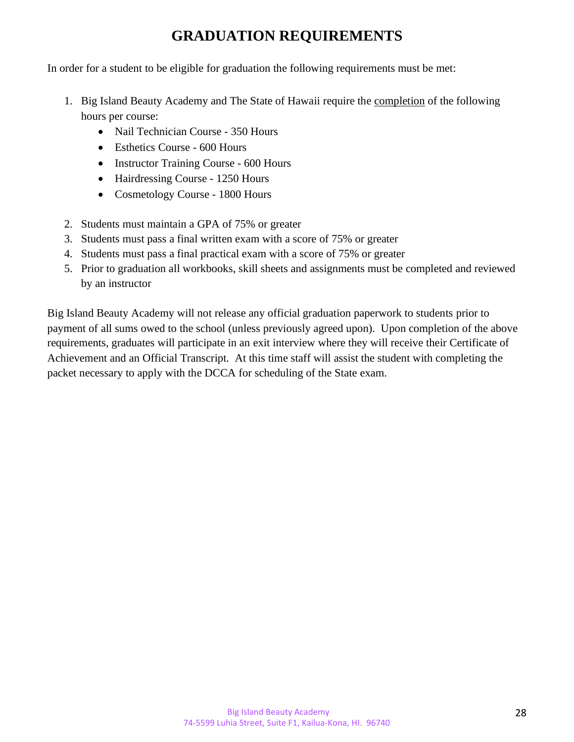# GRADUATION REQUIREMENTS

In order for a student to be eligible for graduation the following requirements must be met:

1. Big Island Beauty Academy and The State of Hawaii require the completion of the following hours per course:
   - Nail Technician Course - 350 Hours
   - Esthetics Course - 600 Hours
   - Instructor Training Course - 600 Hours
   - Hairdressing Course - 1250 Hours
   - Cosmetology Course - 1800 Hours
2. Students must maintain a GPA of 75% or greater
3. Students must pass a final written exam with a score of 75% or greater
4. Students must pass a final practical exam with a score of 75% or greater
5. Prior to graduation all workbooks, skill sheets and assignments must be completed and reviewed by an instructor

Big Island Beauty Academy will not release any official graduation paperwork to students prior to payment of all sums owed to the school (unless previously agreed upon). Upon completion of the above requirements, graduates will participate in an exit interview where they will receive their Certificate of Achievement and an Official Transcript. At this time staff will assist the student with completing the packet necessary to apply with the DCCA for scheduling of the State exam.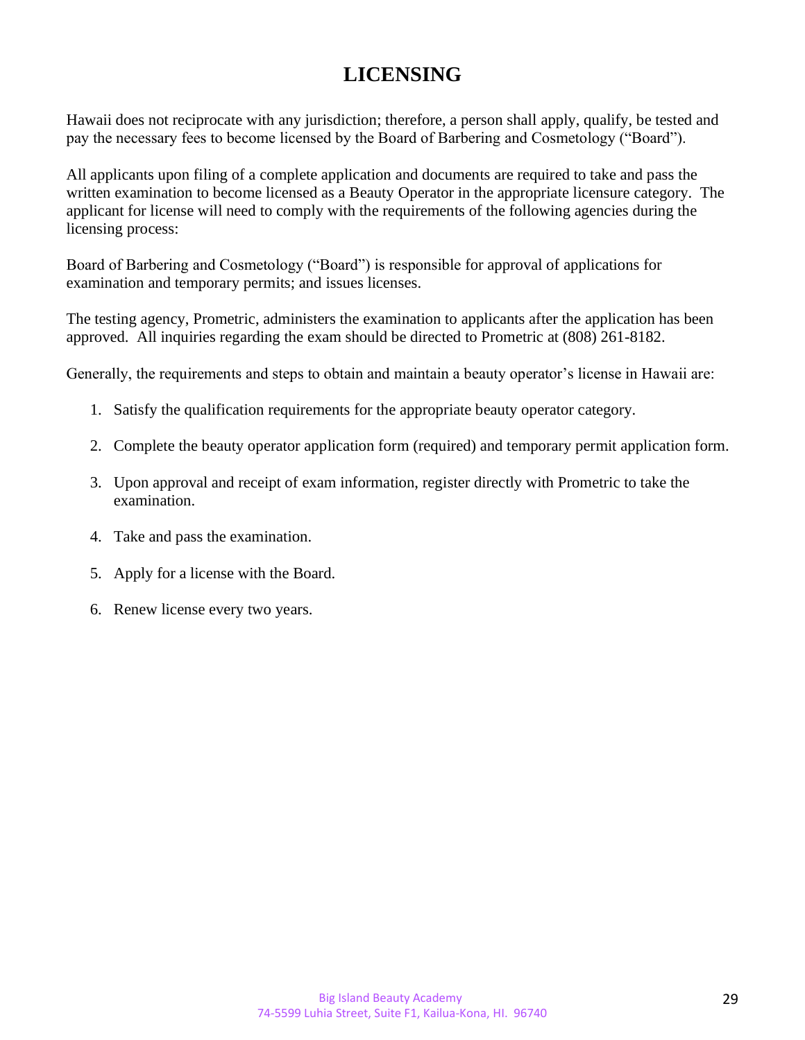# LICENSING

Hawaii does not reciprocate with any jurisdiction; therefore, a person shall apply, qualify, be tested and pay the necessary fees to become licensed by the Board of Barbering and Cosmetology ("Board").

All applicants upon filing of a complete application and documents are required to take and pass the written examination to become licensed as a Beauty Operator in the appropriate licensure category. The applicant for license will need to comply with the requirements of the following agencies during the licensing process:

Board of Barbering and Cosmetology ("Board") is responsible for approval of applications for examination and temporary permits; and issues licenses.

The testing agency, Prometric, administers the examination to applicants after the application has been approved. All inquiries regarding the exam should be directed to Prometric at (808) 261-8182.

Generally, the requirements and steps to obtain and maintain a beauty operator's license in Hawaii are:

1. Satisfy the qualification requirements for the appropriate beauty operator category.
2. Complete the beauty operator application form (required) and temporary permit application form.
3. Upon approval and receipt of exam information, register directly with Prometric to take the examination.
4. Take and pass the examination.
5. Apply for a license with the Board.
6. Renew license every two years.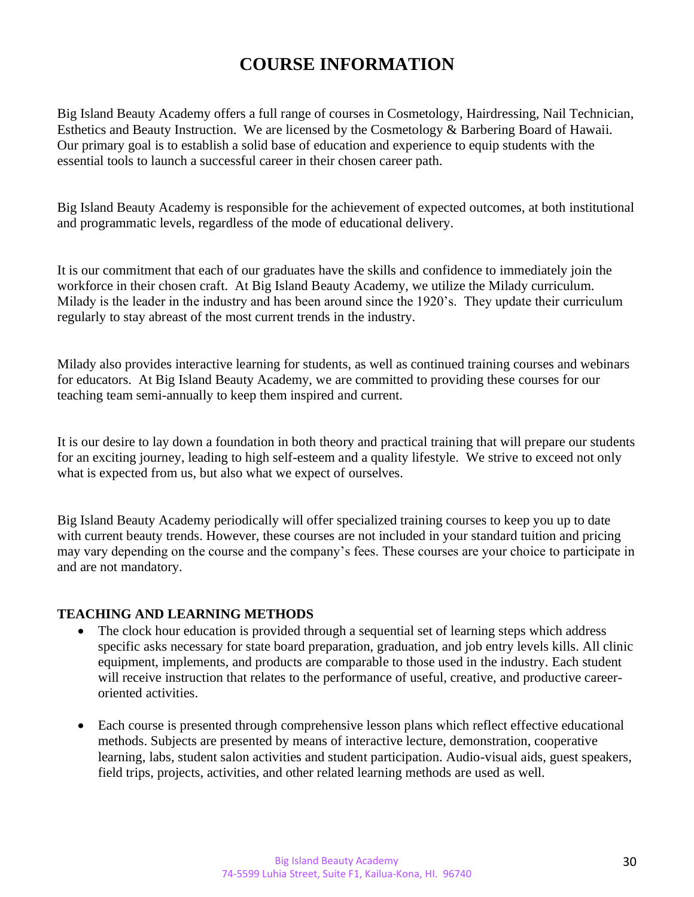# COURSE INFORMATION

Big Island Beauty Academy offers a full range of courses in Cosmetology, Hairdressing, Nail Technician, Esthetics and Beauty Instruction. We are licensed by the Cosmetology & Barbering Board of Hawaii. Our primary goal is to establish a solid base of education and experience to equip students with the essential tools to launch a successful career in their chosen career path.

Big Island Beauty Academy is responsible for the achievement of expected outcomes, at both institutional and programmatic levels, regardless of the mode of educational delivery.

It is our commitment that each of our graduates have the skills and confidence to immediately join the workforce in their chosen craft. At Big Island Beauty Academy, we utilize the Milady curriculum. Milady is the leader in the industry and has been around since the 1920's. They update their curriculum regularly to stay abreast of the most current trends in the industry.

Milady also provides interactive learning for students, as well as continued training courses and webinars for educators. At Big Island Beauty Academy, we are committed to providing these courses for our teaching team semi-annually to keep them inspired and current.

It is our desire to lay down a foundation in both theory and practical training that will prepare our students for an exciting journey, leading to high self-esteem and a quality lifestyle. We strive to exceed not only what is expected from us, but also what we expect of ourselves.

Big Island Beauty Academy periodically will offer specialized training courses to keep you up to date with current beauty trends. However, these courses are not included in your standard tuition and pricing may vary depending on the course and the company's fees. These courses are your choice to participate in and are not mandatory.

**TEACHING AND LEARNING METHODS**

- The clock hour education is provided through a sequential set of learning steps which address specific asks necessary for state board preparation, graduation, and job entry levels kills. All clinic equipment, implements, and products are comparable to those used in the industry. Each student will receive instruction that relates to the performance of useful, creative, and productive career-oriented activities.
- Each course is presented through comprehensive lesson plans which reflect effective educational methods. Subjects are presented by means of interactive lecture, demonstration, cooperative learning, labs, student salon activities and student participation. Audio-visual aids, guest speakers, field trips, projects, activities, and other related learning methods are used as well.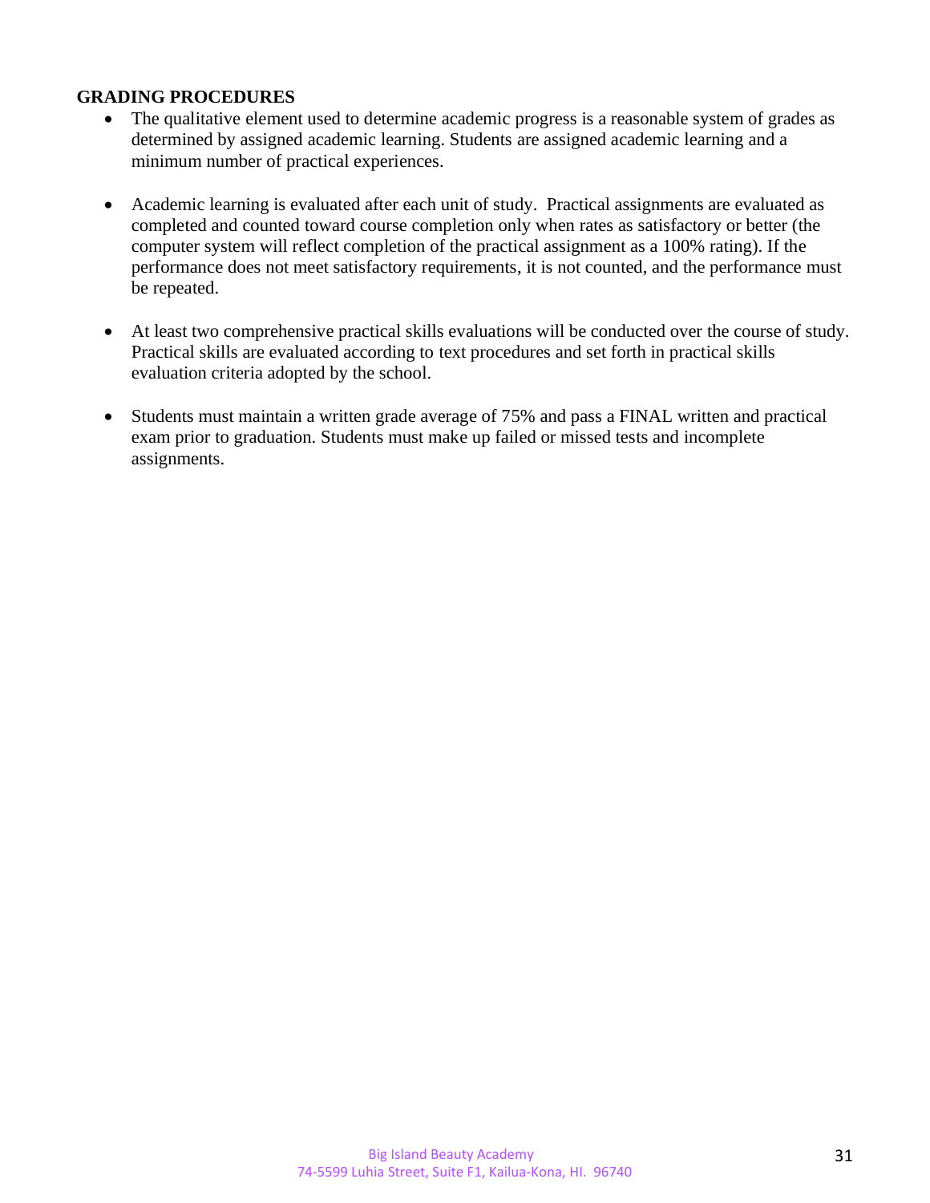## GRADING PROCEDURES

- The qualitative element used to determine academic progress is a reasonable system of grades as determined by assigned academic learning. Students are assigned academic learning and a minimum number of practical experiences.

- Academic learning is evaluated after each unit of study. Practical assignments are evaluated as completed and counted toward course completion only when rates as satisfactory or better (the computer system will reflect completion of the practical assignment as a 100% rating). If the performance does not meet satisfactory requirements, it is not counted, and the performance must be repeated.

- At least two comprehensive practical skills evaluations will be conducted over the course of study. Practical skills are evaluated according to text procedures and set forth in practical skills evaluation criteria adopted by the school.

- Students must maintain a written grade average of 75% and pass a FINAL written and practical exam prior to graduation. Students must make up failed or missed tests and incomplete assignments.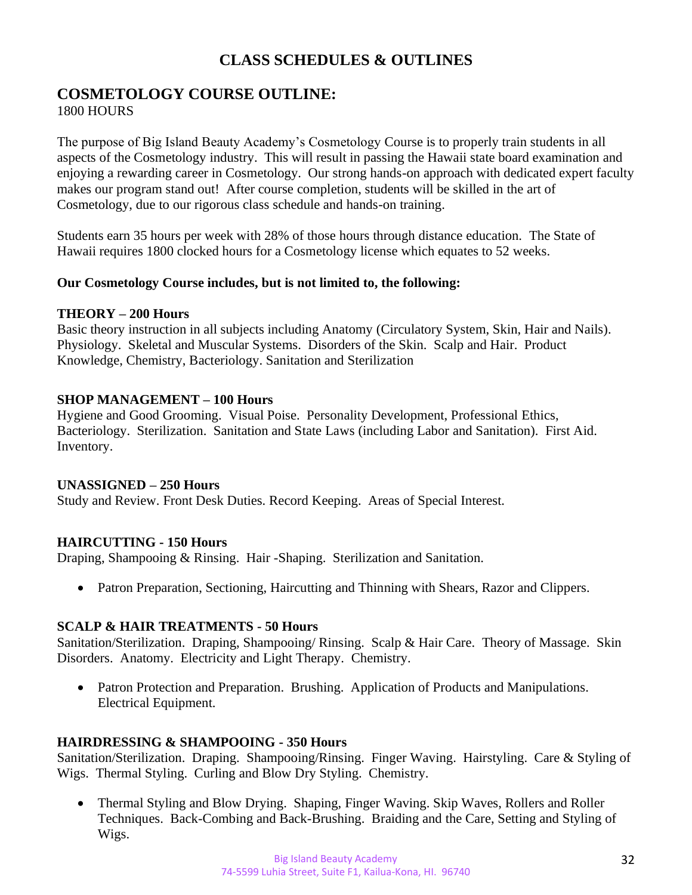# CLASS SCHEDULES & OUTLINES

## COSMETOLOGY COURSE OUTLINE:

1800 HOURS

The purpose of Big Island Beauty Academy's Cosmetology Course is to properly train students in all aspects of the Cosmetology industry. This will result in passing the Hawaii state board examination and enjoying a rewarding career in Cosmetology. Our strong hands-on approach with dedicated expert faculty makes our program stand out! After course completion, students will be skilled in the art of Cosmetology, due to our rigorous class schedule and hands-on training.

Students earn 35 hours per week with 28% of those hours through distance education. The State of Hawaii requires 1800 clocked hours for a Cosmetology license which equates to 52 weeks.

**Our Cosmetology Course includes, but is not limited to, the following:**

**THEORY – 200 Hours**
Basic theory instruction in all subjects including Anatomy (Circulatory System, Skin, Hair and Nails). Physiology. Skeletal and Muscular Systems. Disorders of the Skin. Scalp and Hair. Product Knowledge, Chemistry, Bacteriology. Sanitation and Sterilization

**SHOP MANAGEMENT – 100 Hours**
Hygiene and Good Grooming. Visual Poise. Personality Development, Professional Ethics, Bacteriology. Sterilization. Sanitation and State Laws (including Labor and Sanitation). First Aid. Inventory.

**UNASSIGNED – 250 Hours**
Study and Review. Front Desk Duties. Record Keeping. Areas of Special Interest.

**HAIRCUTTING - 150 Hours**
Draping, Shampooing & Rinsing. Hair -Shaping. Sterilization and Sanitation.

- Patron Preparation, Sectioning, Haircutting and Thinning with Shears, Razor and Clippers.

**SCALP & HAIR TREATMENTS - 50 Hours**
Sanitation/Sterilization. Draping, Shampooing/ Rinsing. Scalp & Hair Care. Theory of Massage. Skin Disorders. Anatomy. Electricity and Light Therapy. Chemistry.

- Patron Protection and Preparation. Brushing. Application of Products and Manipulations. Electrical Equipment.

**HAIRDRESSING & SHAMPOOING - 350 Hours**
Sanitation/Sterilization. Draping. Shampooing/Rinsing. Finger Waving. Hairstyling. Care & Styling of Wigs. Thermal Styling. Curling and Blow Dry Styling. Chemistry.

- Thermal Styling and Blow Drying. Shaping, Finger Waving. Skip Waves, Rollers and Roller Techniques. Back-Combing and Back-Brushing. Braiding and the Care, Setting and Styling of Wigs.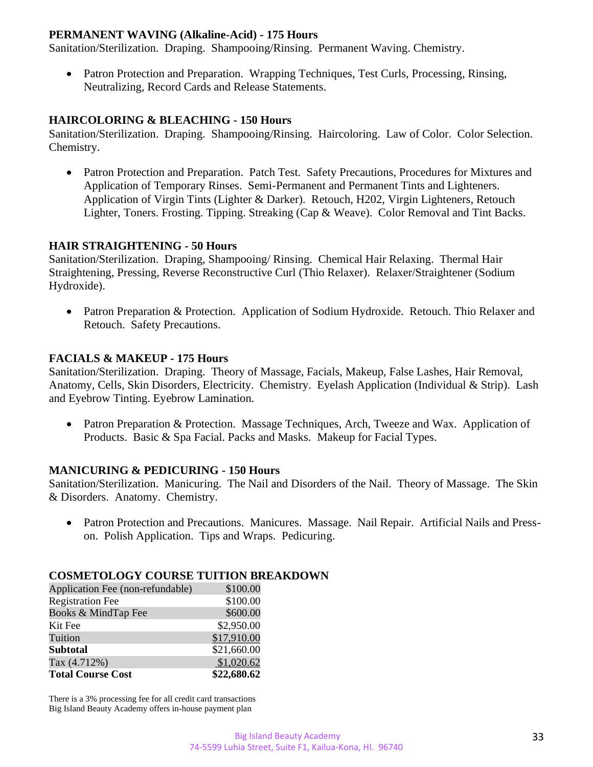### PERMANENT WAVING (Alkaline-Acid) - 175 Hours

Sanitation/Sterilization. Draping. Shampooing/Rinsing. Permanent Waving. Chemistry.

- Patron Protection and Preparation. Wrapping Techniques, Test Curls, Processing, Rinsing, Neutralizing, Record Cards and Release Statements.

### HAIRCOLORING & BLEACHING - 150 Hours

Sanitation/Sterilization. Draping. Shampooing/Rinsing. Haircoloring. Law of Color. Color Selection. Chemistry.

- Patron Protection and Preparation. Patch Test. Safety Precautions, Procedures for Mixtures and Application of Temporary Rinses. Semi-Permanent and Permanent Tints and Lighteners. Application of Virgin Tints (Lighter & Darker). Retouch, H202, Virgin Lighteners, Retouch Lighter, Toners. Frosting. Tipping. Streaking (Cap & Weave). Color Removal and Tint Backs.

### HAIR STRAIGHTENING - 50 Hours

Sanitation/Sterilization. Draping, Shampooing/ Rinsing. Chemical Hair Relaxing. Thermal Hair Straightening, Pressing, Reverse Reconstructive Curl (Thio Relaxer). Relaxer/Straightener (Sodium Hydroxide).

- Patron Preparation & Protection. Application of Sodium Hydroxide. Retouch. Thio Relaxer and Retouch. Safety Precautions.

### FACIALS & MAKEUP - 175 Hours

Sanitation/Sterilization. Draping. Theory of Massage, Facials, Makeup, False Lashes, Hair Removal, Anatomy, Cells, Skin Disorders, Electricity. Chemistry. Eyelash Application (Individual & Strip). Lash and Eyebrow Tinting. Eyebrow Lamination.

- Patron Preparation & Protection. Massage Techniques, Arch, Tweeze and Wax. Application of Products. Basic & Spa Facial. Packs and Masks. Makeup for Facial Types.

### MANICURING & PEDICURING - 150 Hours

Sanitation/Sterilization. Manicuring. The Nail and Disorders of the Nail. Theory of Massage. The Skin & Disorders. Anatomy. Chemistry.

- Patron Protection and Precautions. Manicures. Massage. Nail Repair. Artificial Nails and Press-on. Polish Application. Tips and Wraps. Pedicuring.

### COSMETOLOGY COURSE TUITION BREAKDOWN

| Item | Amount |
|---|---|
| Application Fee (non-refundable) | $100.00 |
| Registration Fee | $100.00 |
| Books & MindTap Fee | $600.00 |
| Kit Fee | $2,950.00 |
| Tuition | $17,910.00 |
| **Subtotal** | $21,660.00 |
| Tax (4.712%) | $1,020.62 |
| **Total Course Cost** | **$22,680.62** |

There is a 3% processing fee for all credit card transactions
Big Island Beauty Academy offers in-house payment plan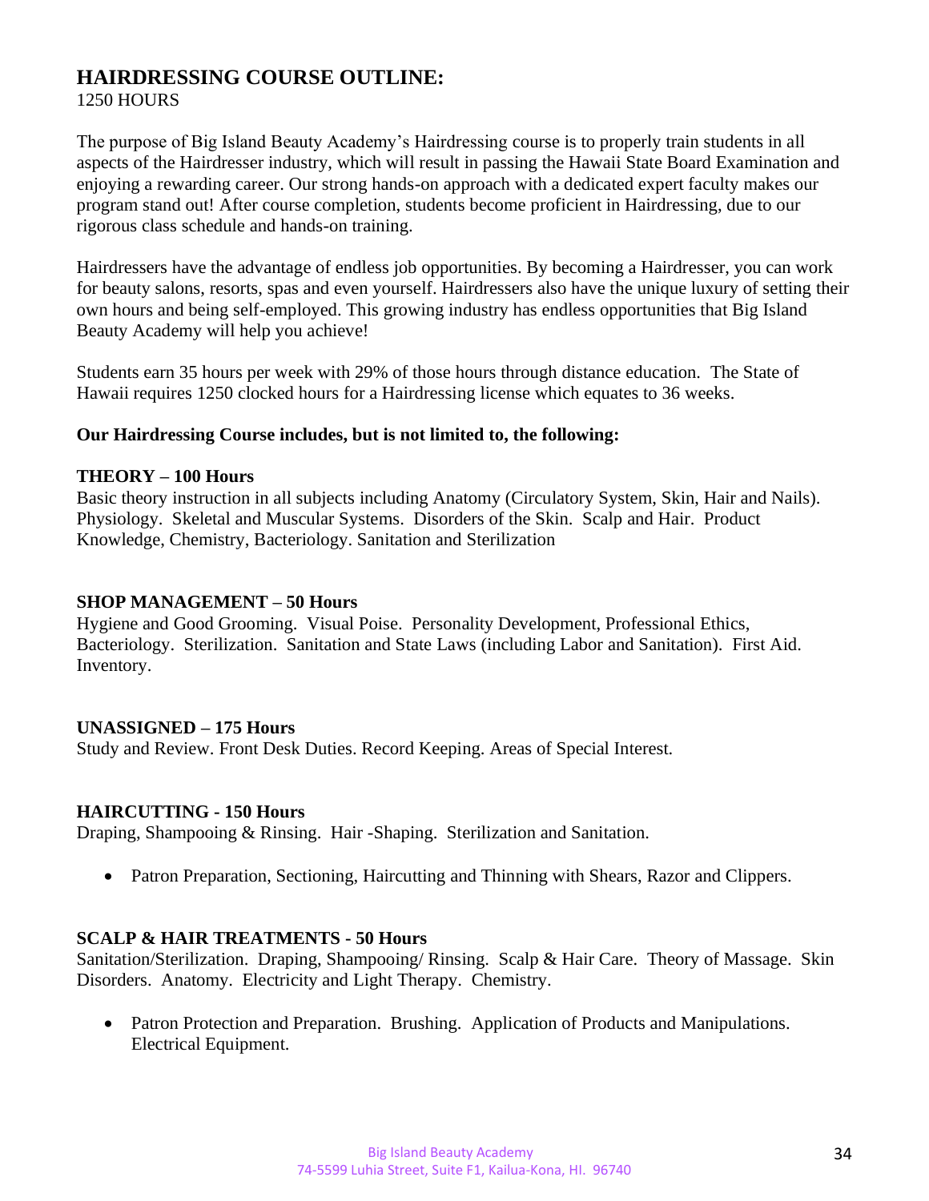## HAIRDRESSING COURSE OUTLINE:

1250 HOURS

The purpose of Big Island Beauty Academy's Hairdressing course is to properly train students in all aspects of the Hairdresser industry, which will result in passing the Hawaii State Board Examination and enjoying a rewarding career. Our strong hands-on approach with a dedicated expert faculty makes our program stand out! After course completion, students become proficient in Hairdressing, due to our rigorous class schedule and hands-on training.

Hairdressers have the advantage of endless job opportunities. By becoming a Hairdresser, you can work for beauty salons, resorts, spas and even yourself. Hairdressers also have the unique luxury of setting their own hours and being self-employed. This growing industry has endless opportunities that Big Island Beauty Academy will help you achieve!

Students earn 35 hours per week with 29% of those hours through distance education. The State of Hawaii requires 1250 clocked hours for a Hairdressing license which equates to 36 weeks.

**Our Hairdressing Course includes, but is not limited to, the following:**

**THEORY – 100 Hours**

Basic theory instruction in all subjects including Anatomy (Circulatory System, Skin, Hair and Nails). Physiology. Skeletal and Muscular Systems. Disorders of the Skin. Scalp and Hair. Product Knowledge, Chemistry, Bacteriology. Sanitation and Sterilization

**SHOP MANAGEMENT – 50 Hours**

Hygiene and Good Grooming. Visual Poise. Personality Development, Professional Ethics, Bacteriology. Sterilization. Sanitation and State Laws (including Labor and Sanitation). First Aid. Inventory.

**UNASSIGNED – 175 Hours**

Study and Review. Front Desk Duties. Record Keeping. Areas of Special Interest.

**HAIRCUTTING - 150 Hours**

Draping, Shampooing & Rinsing. Hair -Shaping. Sterilization and Sanitation.

- Patron Preparation, Sectioning, Haircutting and Thinning with Shears, Razor and Clippers.

**SCALP & HAIR TREATMENTS - 50 Hours**

Sanitation/Sterilization. Draping, Shampooing/ Rinsing. Scalp & Hair Care. Theory of Massage. Skin Disorders. Anatomy. Electricity and Light Therapy. Chemistry.

- Patron Protection and Preparation. Brushing. Application of Products and Manipulations. Electrical Equipment.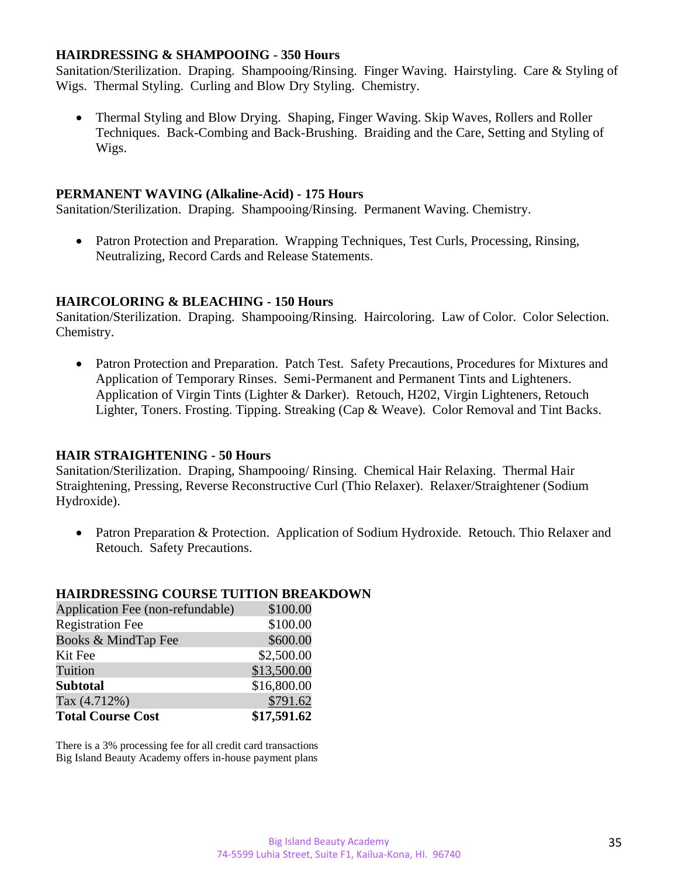**HAIRDRESSING & SHAMPOOING - 350 Hours**
Sanitation/Sterilization. Draping. Shampooing/Rinsing. Finger Waving. Hairstyling. Care & Styling of Wigs. Thermal Styling. Curling and Blow Dry Styling. Chemistry.

- Thermal Styling and Blow Drying. Shaping, Finger Waving. Skip Waves, Rollers and Roller Techniques. Back-Combing and Back-Brushing. Braiding and the Care, Setting and Styling of Wigs.

**PERMANENT WAVING (Alkaline-Acid) - 175 Hours**
Sanitation/Sterilization. Draping. Shampooing/Rinsing. Permanent Waving. Chemistry.

- Patron Protection and Preparation. Wrapping Techniques, Test Curls, Processing, Rinsing, Neutralizing, Record Cards and Release Statements.

**HAIRCOLORING & BLEACHING - 150 Hours**
Sanitation/Sterilization. Draping. Shampooing/Rinsing. Haircoloring. Law of Color. Color Selection. Chemistry.

- Patron Protection and Preparation. Patch Test. Safety Precautions, Procedures for Mixtures and Application of Temporary Rinses. Semi-Permanent and Permanent Tints and Lighteners. Application of Virgin Tints (Lighter & Darker). Retouch, H202, Virgin Lighteners, Retouch Lighter, Toners. Frosting. Tipping. Streaking (Cap & Weave). Color Removal and Tint Backs.

**HAIR STRAIGHTENING - 50 Hours**
Sanitation/Sterilization. Draping, Shampooing/ Rinsing. Chemical Hair Relaxing. Thermal Hair Straightening, Pressing, Reverse Reconstructive Curl (Thio Relaxer). Relaxer/Straightener (Sodium Hydroxide).

- Patron Preparation & Protection. Application of Sodium Hydroxide. Retouch. Thio Relaxer and Retouch. Safety Precautions.

**HAIRDRESSING COURSE TUITION BREAKDOWN**

| | |
|---|---|
| Application Fee (non-refundable) | $100.00 |
| Registration Fee | $100.00 |
| Books & MindTap Fee | $600.00 |
| Kit Fee | $2,500.00 |
| Tuition | $13,500.00 |
| **Subtotal** | $16,800.00 |
| Tax (4.712%) | $791.62 |
| **Total Course Cost** | **$17,591.62** |

There is a 3% processing fee for all credit card transactions
Big Island Beauty Academy offers in-house payment plans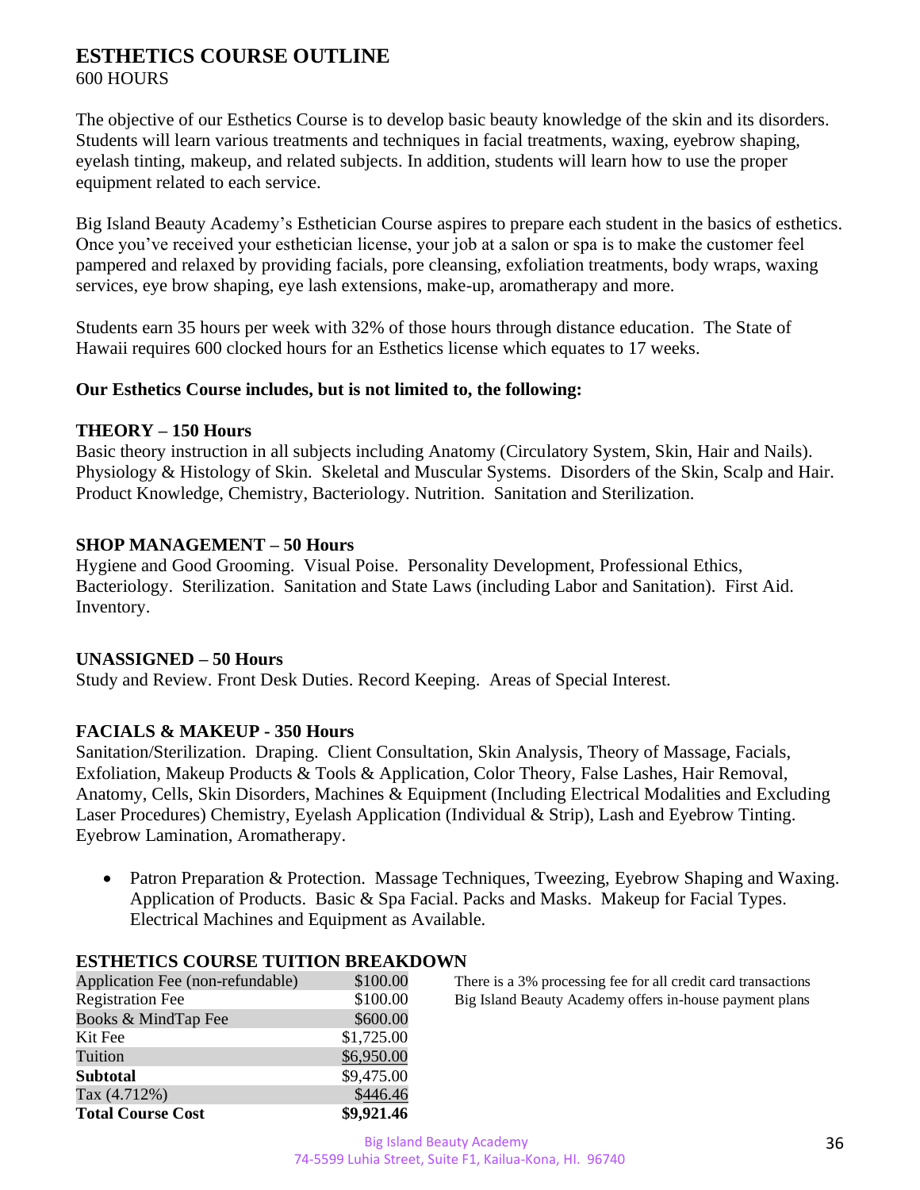# ESTHETICS COURSE OUTLINE

600 HOURS

The objective of our Esthetics Course is to develop basic beauty knowledge of the skin and its disorders. Students will learn various treatments and techniques in facial treatments, waxing, eyebrow shaping, eyelash tinting, makeup, and related subjects. In addition, students will learn how to use the proper equipment related to each service.

Big Island Beauty Academy's Esthetician Course aspires to prepare each student in the basics of esthetics. Once you've received your esthetician license, your job at a salon or spa is to make the customer feel pampered and relaxed by providing facials, pore cleansing, exfoliation treatments, body wraps, waxing services, eye brow shaping, eye lash extensions, make-up, aromatherapy and more.

Students earn 35 hours per week with 32% of those hours through distance education. The State of Hawaii requires 600 clocked hours for an Esthetics license which equates to 17 weeks.

**Our Esthetics Course includes, but is not limited to, the following:**

### THEORY – 150 Hours

Basic theory instruction in all subjects including Anatomy (Circulatory System, Skin, Hair and Nails). Physiology & Histology of Skin. Skeletal and Muscular Systems. Disorders of the Skin, Scalp and Hair. Product Knowledge, Chemistry, Bacteriology. Nutrition. Sanitation and Sterilization.

### SHOP MANAGEMENT – 50 Hours

Hygiene and Good Grooming. Visual Poise. Personality Development, Professional Ethics, Bacteriology. Sterilization. Sanitation and State Laws (including Labor and Sanitation). First Aid. Inventory.

### UNASSIGNED – 50 Hours

Study and Review. Front Desk Duties. Record Keeping. Areas of Special Interest.

### FACIALS & MAKEUP - 350 Hours

Sanitation/Sterilization. Draping. Client Consultation, Skin Analysis, Theory of Massage, Facials, Exfoliation, Makeup Products & Tools & Application, Color Theory, False Lashes, Hair Removal, Anatomy, Cells, Skin Disorders, Machines & Equipment (Including Electrical Modalities and Excluding Laser Procedures) Chemistry, Eyelash Application (Individual & Strip), Lash and Eyebrow Tinting. Eyebrow Lamination, Aromatherapy.

- Patron Preparation & Protection. Massage Techniques, Tweezing, Eyebrow Shaping and Waxing. Application of Products. Basic & Spa Facial. Packs and Masks. Makeup for Facial Types. Electrical Machines and Equipment as Available.

### ESTHETICS COURSE TUITION BREAKDOWN

| Item | Amount |
|---|---|
| Application Fee (non-refundable) | $100.00 |
| Registration Fee | $100.00 |
| Books & MindTap Fee | $600.00 |
| Kit Fee | $1,725.00 |
| Tuition | $6,950.00 |
| **Subtotal** | $9,475.00 |
| Tax (4.712%) | $446.46 |
| **Total Course Cost** | **$9,921.46** |

There is a 3% processing fee for all credit card transactions
Big Island Beauty Academy offers in-house payment plans

Big Island Beauty Academy
74-5599 Luhia Street, Suite F1, Kailua-Kona, HI. 96740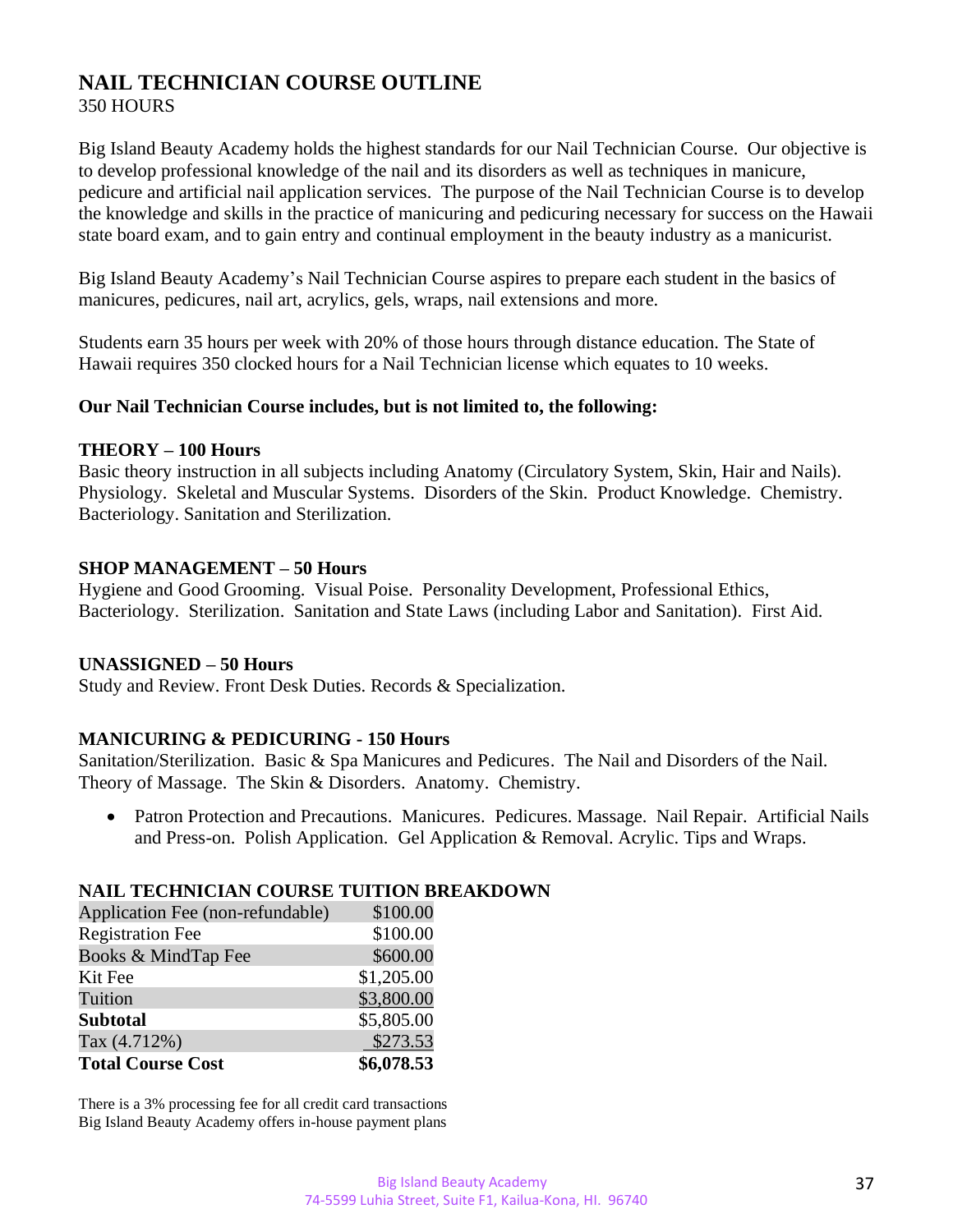# NAIL TECHNICIAN COURSE OUTLINE

350 HOURS

Big Island Beauty Academy holds the highest standards for our Nail Technician Course. Our objective is to develop professional knowledge of the nail and its disorders as well as techniques in manicure, pedicure and artificial nail application services. The purpose of the Nail Technician Course is to develop the knowledge and skills in the practice of manicuring and pedicuring necessary for success on the Hawaii state board exam, and to gain entry and continual employment in the beauty industry as a manicurist.

Big Island Beauty Academy's Nail Technician Course aspires to prepare each student in the basics of manicures, pedicures, nail art, acrylics, gels, wraps, nail extensions and more.

Students earn 35 hours per week with 20% of those hours through distance education. The State of Hawaii requires 350 clocked hours for a Nail Technician license which equates to 10 weeks.

**Our Nail Technician Course includes, but is not limited to, the following:**

**THEORY – 100 Hours**

Basic theory instruction in all subjects including Anatomy (Circulatory System, Skin, Hair and Nails). Physiology. Skeletal and Muscular Systems. Disorders of the Skin. Product Knowledge. Chemistry. Bacteriology. Sanitation and Sterilization.

**SHOP MANAGEMENT – 50 Hours**

Hygiene and Good Grooming. Visual Poise. Personality Development, Professional Ethics, Bacteriology. Sterilization. Sanitation and State Laws (including Labor and Sanitation). First Aid.

**UNASSIGNED – 50 Hours**

Study and Review. Front Desk Duties. Records & Specialization.

**MANICURING & PEDICURING - 150 Hours**

Sanitation/Sterilization. Basic & Spa Manicures and Pedicures. The Nail and Disorders of the Nail. Theory of Massage. The Skin & Disorders. Anatomy. Chemistry.

- Patron Protection and Precautions. Manicures. Pedicures. Massage. Nail Repair. Artificial Nails and Press-on. Polish Application. Gel Application & Removal. Acrylic. Tips and Wraps.

**NAIL TECHNICIAN COURSE TUITION BREAKDOWN**

| Item | Amount |
|---|---|
| Application Fee (non-refundable) | $100.00 |
| Registration Fee | $100.00 |
| Books & MindTap Fee | $600.00 |
| Kit Fee | $1,205.00 |
| Tuition | $3,800.00 |
| **Subtotal** | $5,805.00 |
| Tax (4.712%) | $273.53 |
| **Total Course Cost** | **$6,078.53** |

There is a 3% processing fee for all credit card transactions
Big Island Beauty Academy offers in-house payment plans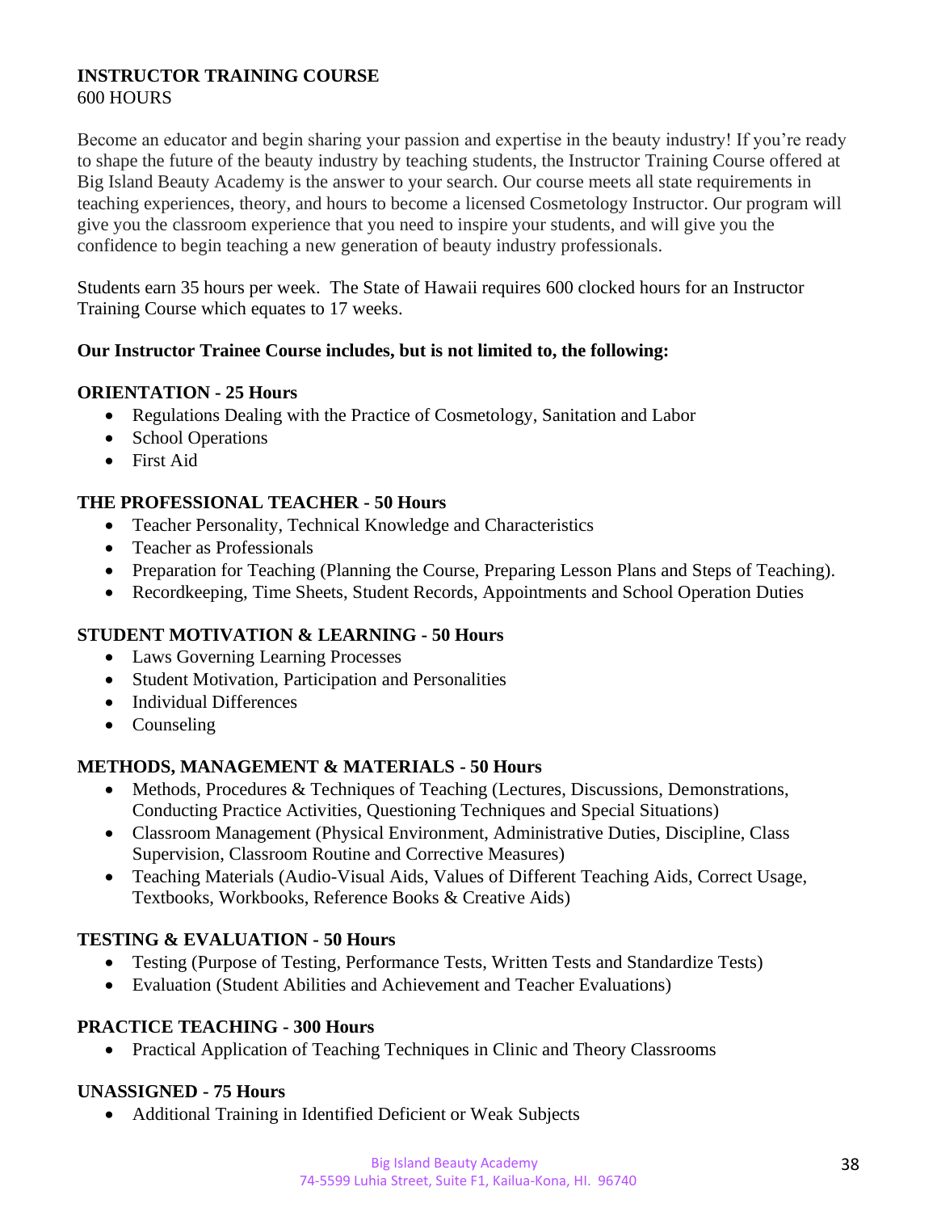## INSTRUCTOR TRAINING COURSE

600 HOURS

Become an educator and begin sharing your passion and expertise in the beauty industry! If you're ready to shape the future of the beauty industry by teaching students, the Instructor Training Course offered at Big Island Beauty Academy is the answer to your search. Our course meets all state requirements in teaching experiences, theory, and hours to become a licensed Cosmetology Instructor. Our program will give you the classroom experience that you need to inspire your students, and will give you the confidence to begin teaching a new generation of beauty industry professionals.

Students earn 35 hours per week. The State of Hawaii requires 600 clocked hours for an Instructor Training Course which equates to 17 weeks.

**Our Instructor Trainee Course includes, but is not limited to, the following:**

### ORIENTATION - 25 Hours

- Regulations Dealing with the Practice of Cosmetology, Sanitation and Labor
- School Operations
- First Aid

### THE PROFESSIONAL TEACHER - 50 Hours

- Teacher Personality, Technical Knowledge and Characteristics
- Teacher as Professionals
- Preparation for Teaching (Planning the Course, Preparing Lesson Plans and Steps of Teaching).
- Recordkeeping, Time Sheets, Student Records, Appointments and School Operation Duties

### STUDENT MOTIVATION & LEARNING - 50 Hours

- Laws Governing Learning Processes
- Student Motivation, Participation and Personalities
- Individual Differences
- Counseling

### METHODS, MANAGEMENT & MATERIALS - 50 Hours

- Methods, Procedures & Techniques of Teaching (Lectures, Discussions, Demonstrations, Conducting Practice Activities, Questioning Techniques and Special Situations)
- Classroom Management (Physical Environment, Administrative Duties, Discipline, Class Supervision, Classroom Routine and Corrective Measures)
- Teaching Materials (Audio-Visual Aids, Values of Different Teaching Aids, Correct Usage, Textbooks, Workbooks, Reference Books & Creative Aids)

### TESTING & EVALUATION - 50 Hours

- Testing (Purpose of Testing, Performance Tests, Written Tests and Standardize Tests)
- Evaluation (Student Abilities and Achievement and Teacher Evaluations)

### PRACTICE TEACHING - 300 Hours

- Practical Application of Teaching Techniques in Clinic and Theory Classrooms

### UNASSIGNED - 75 Hours

- Additional Training in Identified Deficient or Weak Subjects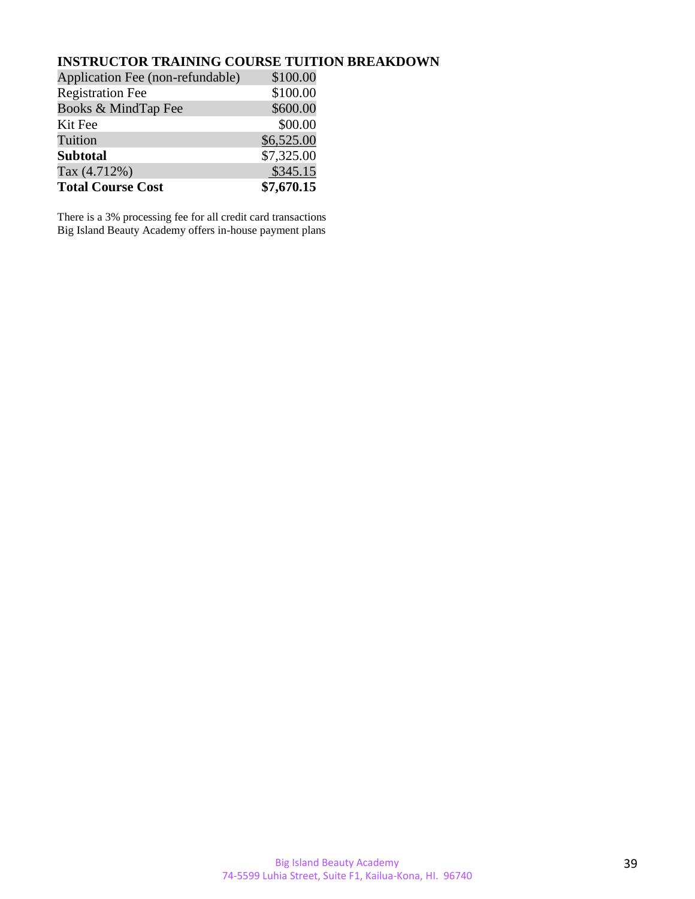## INSTRUCTOR TRAINING COURSE TUITION BREAKDOWN

| Item | Amount |
|---|---|
| Application Fee (non-refundable) | $100.00 |
| Registration Fee | $100.00 |
| Books & MindTap Fee | $600.00 |
| Kit Fee | $00.00 |
| Tuition | $6,525.00 |
| **Subtotal** | $7,325.00 |
| Tax (4.712%) | $345.15 |
| **Total Course Cost** | **$7,670.15** |

There is a 3% processing fee for all credit card transactions
Big Island Beauty Academy offers in-house payment plans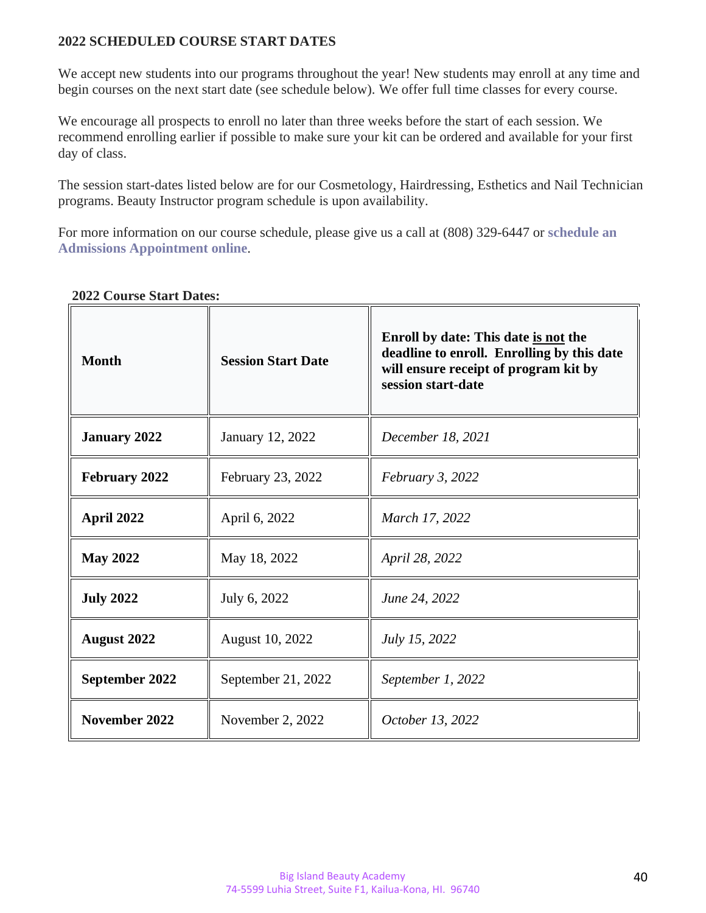## 2022 SCHEDULED COURSE START DATES

We accept new students into our programs throughout the year! New students may enroll at any time and begin courses on the next start date (see schedule below). We offer full time classes for every course.

We encourage all prospects to enroll no later than three weeks before the start of each session. We recommend enrolling earlier if possible to make sure your kit can be ordered and available for your first day of class.

The session start-dates listed below are for our Cosmetology, Hairdressing, Esthetics and Nail Technician programs. Beauty Instructor program schedule is upon availability.

For more information on our course schedule, please give us a call at (808) 329-6447 or **schedule an Admissions Appointment online**.

**2022 Course Start Dates:**

| **Month** | **Session Start Date** | **Enroll by date: This date is not the deadline to enroll. Enrolling by this date will ensure receipt of program kit by session start-date** |
|---|---|---|
| **January 2022** | January 12, 2022 | *December 18, 2021* |
| **February 2022** | February 23, 2022 | *February 3, 2022* |
| **April 2022** | April 6, 2022 | *March 17, 2022* |
| **May 2022** | May 18, 2022 | *April 28, 2022* |
| **July 2022** | July 6, 2022 | *June 24, 2022* |
| **August 2022** | August 10, 2022 | *July 15, 2022* |
| **September 2022** | September 21, 2022 | *September 1, 2022* |
| **November 2022** | November 2, 2022 | *October 13, 2022* |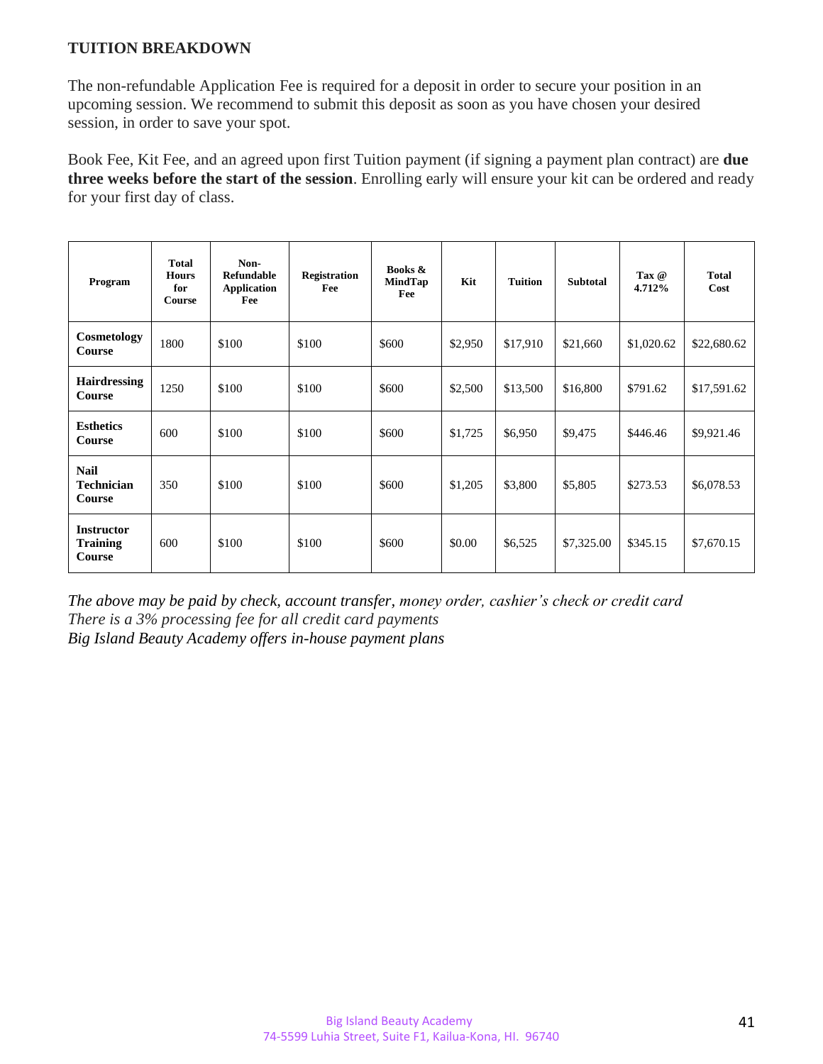## TUITION BREAKDOWN

The non-refundable Application Fee is required for a deposit in order to secure your position in an upcoming session. We recommend to submit this deposit as soon as you have chosen your desired session, in order to save your spot.

Book Fee, Kit Fee, and an agreed upon first Tuition payment (if signing a payment plan contract) are **due three weeks before the start of the session**. Enrolling early will ensure your kit can be ordered and ready for your first day of class.

| Program | Total Hours for Course | Non-Refundable Application Fee | Registration Fee | Books & MindTap Fee | Kit | Tuition | Subtotal | Tax @ 4.712% | Total Cost |
|---|---|---|---|---|---|---|---|---|---|
| **Cosmetology Course** | 1800 | $100 | $100 | $600 | $2,950 | $17,910 | $21,660 | $1,020.62 | $22,680.62 |
| **Hairdressing Course** | 1250 | $100 | $100 | $600 | $2,500 | $13,500 | $16,800 | $791.62 | $17,591.62 |
| **Esthetics Course** | 600 | $100 | $100 | $600 | $1,725 | $6,950 | $9,475 | $446.46 | $9,921.46 |
| **Nail Technician Course** | 350 | $100 | $100 | $600 | $1,205 | $3,800 | $5,805 | $273.53 | $6,078.53 |
| **Instructor Training Course** | 600 | $100 | $100 | $600 | $0.00 | $6,525 | $7,325.00 | $345.15 | $7,670.15 |

*The above may be paid by check, account transfer, money order, cashier's check or credit card*
*There is a 3% processing fee for all credit card payments*
*Big Island Beauty Academy offers in-house payment plans*